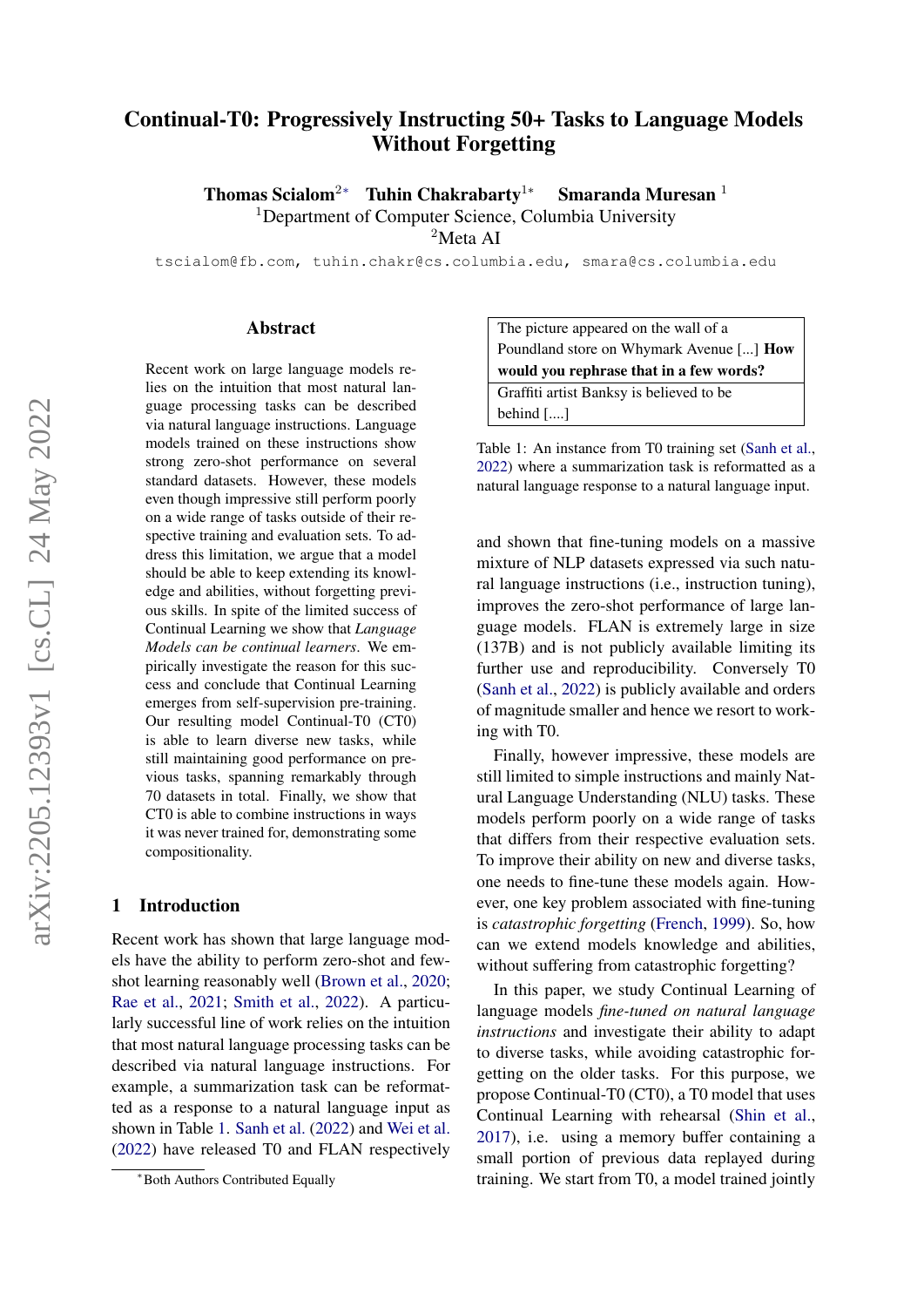# Continual-T0: Progressively Instructing 50+ Tasks to Language Models Without Forgetting

**Thomas Scialom**[2*] **Tuhin Chakrabarty**[1*] **Smaranda Muresan**[1]

[1]Department of Computer Science, Columbia University

[2]Meta AI

tscialom@fb.com, tuhin.chakr@cs.columbia.edu, smara@cs.columbia.edu

## Abstract

Recent work on large language models relies on the intuition that most natural language processing tasks can be described via natural language instructions. Language models trained on these instructions show strong zero-shot performance on several standard datasets. However, these models even though impressive still perform poorly on a wide range of tasks outside of their respective training and evaluation sets. To address this limitation, we argue that a model should be able to keep extending its knowledge and abilities, without forgetting previous skills. In spite of the limited success of Continual Learning we show that *Language Models can be continual learners*. We empirically investigate the reason for this success and conclude that Continual Learning emerges from self-supervision pre-training. Our resulting model Continual-T0 (CT0) is able to learn diverse new tasks, while still maintaining good performance on previous tasks, spanning remarkably through 70 datasets in total. Finally, we show that CT0 is able to combine instructions in ways it was never trained for, demonstrating some compositionality.

## 1 Introduction

Recent work has shown that large language models have the ability to perform zero-shot and few-shot learning reasonably well (Brown et al., 2020; Rae et al., 2021; Smith et al., 2022). A particularly successful line of work relies on the intuition that most natural language processing tasks can be described via natural language instructions. For example, a summarization task can be reformatted as a response to a natural language input as shown in Table 1. Sanh et al. (2022) and Wei et al. (2022) have released T0 and FLAN respectively

| The picture appeared on the wall of a Poundland store on Whymark Avenue [...] **How would you rephrase that in a few words?** |
|---|
| Graffiti artist Banksy is believed to be behind [....] |

Table 1: An instance from T0 training set (Sanh et al., 2022) where a summarization task is reformatted as a natural language response to a natural language input.

and shown that fine-tuning models on a massive mixture of NLP datasets expressed via such natural language instructions (i.e., instruction tuning), improves the zero-shot performance of large language models. FLAN is extremely large in size (137B) and is not publicly available limiting its further use and reproducibility. Conversely T0 (Sanh et al., 2022) is publicly available and orders of magnitude smaller and hence we resort to working with T0.

Finally, however impressive, these models are still limited to simple instructions and mainly Natural Language Understanding (NLU) tasks. These models perform poorly on a wide range of tasks that differs from their respective evaluation sets. To improve their ability on new and diverse tasks, one needs to fine-tune these models again. However, one key problem associated with fine-tuning is *catastrophic forgetting* (French, 1999). So, how can we extend models knowledge and abilities, without suffering from catastrophic forgetting?

In this paper, we study Continual Learning of language models *fine-tuned on natural language instructions* and investigate their ability to adapt to diverse tasks, while avoiding catastrophic forgetting on the older tasks. For this purpose, we propose Continual-T0 (CT0), a T0 model that uses Continual Learning with rehearsal (Shin et al., 2017), i.e. using a memory buffer containing a small portion of previous data replayed during training. We start from T0, a model trained jointly

*Both Authors Contributed Equally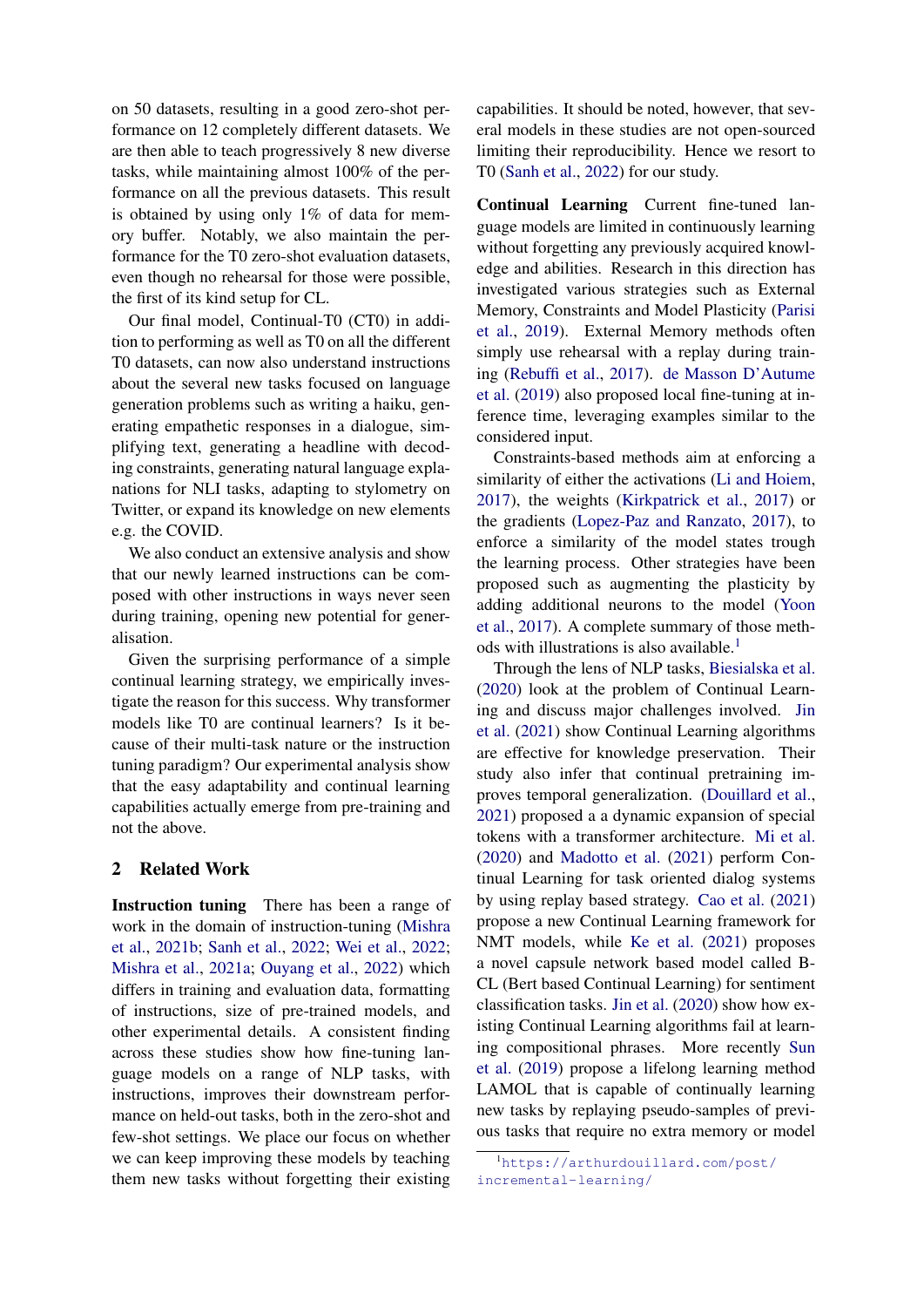on 50 datasets, resulting in a good zero-shot performance on 12 completely different datasets. We are then able to teach progressively 8 new diverse tasks, while maintaining almost 100% of the performance on all the previous datasets. This result is obtained by using only 1% of data for memory buffer. Notably, we also maintain the performance for the T0 zero-shot evaluation datasets, even though no rehearsal for those were possible, the first of its kind setup for CL.

Our final model, Continual-T0 (CT0) in addition to performing as well as T0 on all the different T0 datasets, can now also understand instructions about the several new tasks focused on language generation problems such as writing a haiku, generating empathetic responses in a dialogue, simplifying text, generating a headline with decoding constraints, generating natural language explanations for NLI tasks, adapting to stylometry on Twitter, or expand its knowledge on new elements e.g. the COVID.

We also conduct an extensive analysis and show that our newly learned instructions can be composed with other instructions in ways never seen during training, opening new potential for generalisation.

Given the surprising performance of a simple continual learning strategy, we empirically investigate the reason for this success. Why transformer models like T0 are continual learners? Is it because of their multi-task nature or the instruction tuning paradigm? Our experimental analysis show that the easy adaptability and continual learning capabilities actually emerge from pre-training and not the above.

## 2 Related Work

**Instruction tuning** There has been a range of work in the domain of instruction-tuning (Mishra et al., 2021b; Sanh et al., 2022; Wei et al., 2022; Mishra et al., 2021a; Ouyang et al., 2022) which differs in training and evaluation data, formatting of instructions, size of pre-trained models, and other experimental details. A consistent finding across these studies show how fine-tuning language models on a range of NLP tasks, with instructions, improves their downstream performance on held-out tasks, both in the zero-shot and few-shot settings. We place our focus on whether we can keep improving these models by teaching them new tasks without forgetting their existing capabilities. It should be noted, however, that several models in these studies are not open-sourced limiting their reproducibility. Hence we resort to T0 (Sanh et al., 2022) for our study.

**Continual Learning** Current fine-tuned language models are limited in continuously learning without forgetting any previously acquired knowledge and abilities. Research in this direction has investigated various strategies such as External Memory, Constraints and Model Plasticity (Parisi et al., 2019). External Memory methods often simply use rehearsal with a replay during training (Rebuffi et al., 2017). de Masson D'Autume et al. (2019) also proposed local fine-tuning at inference time, leveraging examples similar to the considered input.

Constraints-based methods aim at enforcing a similarity of either the activations (Li and Hoiem, 2017), the weights (Kirkpatrick et al., 2017) or the gradients (Lopez-Paz and Ranzato, 2017), to enforce a similarity of the model states trough the learning process. Other strategies have been proposed such as augmenting the plasticity by adding additional neurons to the model (Yoon et al., 2017). A complete summary of those methods with illustrations is also available.[1]

Through the lens of NLP tasks, Biesialska et al. (2020) look at the problem of Continual Learning and discuss major challenges involved. Jin et al. (2021) show Continual Learning algorithms are effective for knowledge preservation. Their study also infer that continual pretraining improves temporal generalization. (Douillard et al., 2021) proposed a a dynamic expansion of special tokens with a transformer architecture. Mi et al. (2020) and Madotto et al. (2021) perform Continual Learning for task oriented dialog systems by using replay based strategy. Cao et al. (2021) propose a new Continual Learning framework for NMT models, while Ke et al. (2021) proposes a novel capsule network based model called B-CL (Bert based Continual Learning) for sentiment classification tasks. Jin et al. (2020) show how existing Continual Learning algorithms fail at learning compositional phrases. More recently Sun et al. (2019) propose a lifelong learning method LAMOL that is capable of continually learning new tasks by replaying pseudo-samples of previous tasks that require no extra memory or model

[1] https://arthurdouillard.com/post/incremental-learning/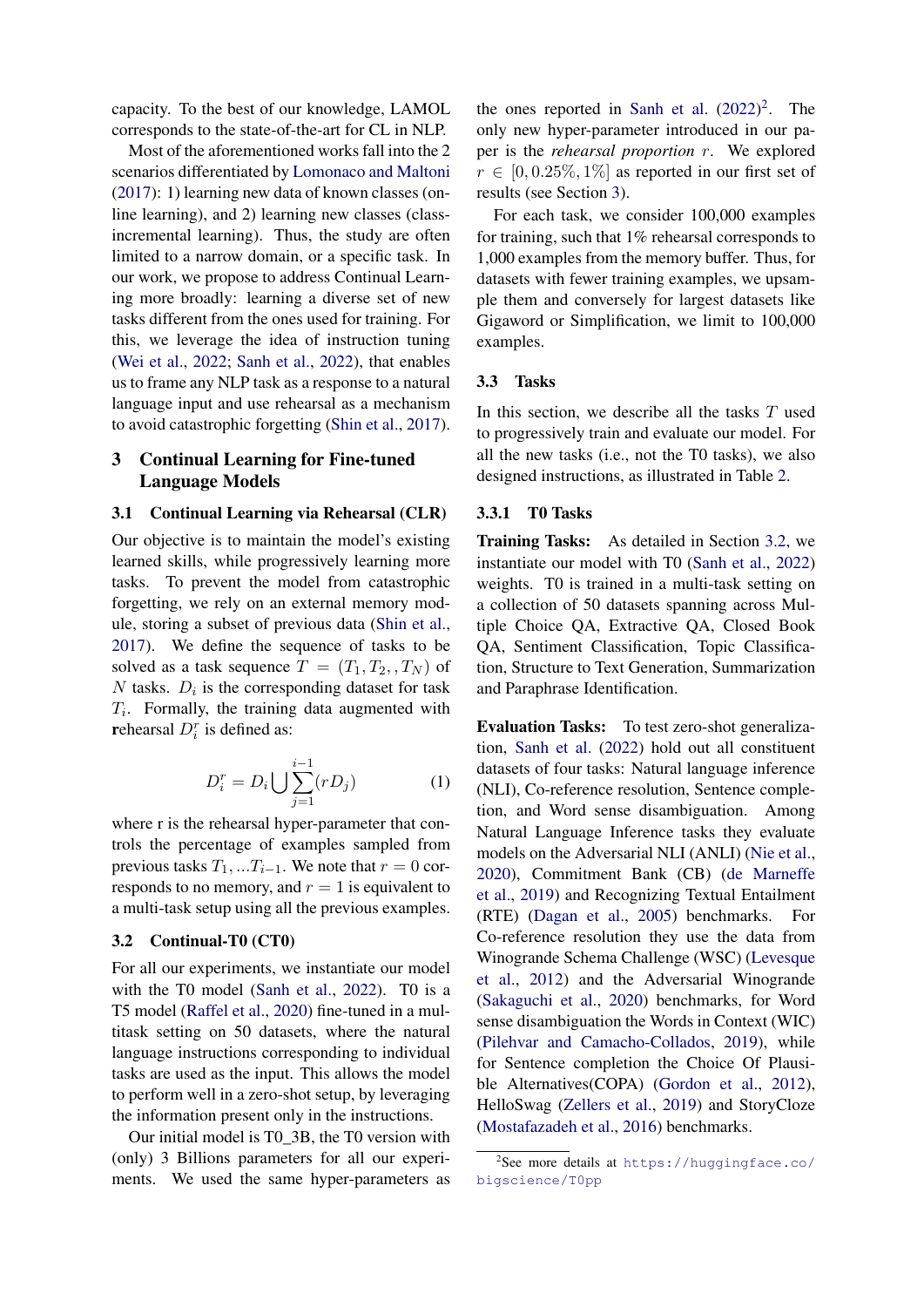capacity. To the best of our knowledge, LAMOL corresponds to the state-of-the-art for CL in NLP.

Most of the aforementioned works fall into the 2 scenarios differentiated by Lomonaco and Maltoni (2017): 1) learning new data of known classes (online learning), and 2) learning new classes (class-incremental learning). Thus, the study are often limited to a narrow domain, or a specific task. In our work, we propose to address Continual Learning more broadly: learning a diverse set of new tasks different from the ones used for training. For this, we leverage the idea of instruction tuning (Wei et al., 2022; Sanh et al., 2022), that enables us to frame any NLP task as a response to a natural language input and use rehearsal as a mechanism to avoid catastrophic forgetting (Shin et al., 2017).

## 3 Continual Learning for Fine-tuned Language Models

### 3.1 Continual Learning via Rehearsal (CLR)

Our objective is to maintain the model's existing learned skills, while progressively learning more tasks. To prevent the model from catastrophic forgetting, we rely on an external memory module, storing a subset of previous data (Shin et al., 2017). We define the sequence of tasks to be solved as a task sequence $T = (T_1, T_2, , T_N)$ of $N$ tasks. $D_i$ is the corresponding dataset for task $T_i$. Formally, the training data augmented with **r**ehearsal $D_i^r$ is defined as:

$$D_i^r = D_i \bigcup \sum_{j=1}^{i-1} (rD_j) \tag{1}$$

where r is the rehearsal hyper-parameter that controls the percentage of examples sampled from previous tasks $T_1, ...T_{i-1}$. We note that $r = 0$ corresponds to no memory, and $r = 1$ is equivalent to a multi-task setup using all the previous examples.

### 3.2 Continual-T0 (CT0)

For all our experiments, we instantiate our model with the T0 model (Sanh et al., 2022). T0 is a T5 model (Raffel et al., 2020) fine-tuned in a multitask setting on 50 datasets, where the natural language instructions corresponding to individual tasks are used as the input. This allows the model to perform well in a zero-shot setup, by leveraging the information present only in the instructions.

Our initial model is T0_3B, the T0 version with (only) 3 Billions parameters for all our experiments. We used the same hyper-parameters as the ones reported in Sanh et al. (2022)[2]. The only new hyper-parameter introduced in our paper is the *rehearsal proportion* $r$. We explored $r \in [0, 0.25\%, 1\%]$ as reported in our first set of results (see Section 3).

For each task, we consider 100,000 examples for training, such that 1% rehearsal corresponds to 1,000 examples from the memory buffer. Thus, for datasets with fewer training examples, we upsample them and conversely for largest datasets like Gigaword or Simplification, we limit to 100,000 examples.

### 3.3 Tasks

In this section, we describe all the tasks $T$ used to progressively train and evaluate our model. For all the new tasks (i.e., not the T0 tasks), we also designed instructions, as illustrated in Table 2.

#### 3.3.1 T0 Tasks

**Training Tasks:** As detailed in Section 3.2, we instantiate our model with T0 (Sanh et al., 2022) weights. T0 is trained in a multi-task setting on a collection of 50 datasets spanning across Multiple Choice QA, Extractive QA, Closed Book QA, Sentiment Classification, Topic Classification, Structure to Text Generation, Summarization and Paraphrase Identification.

**Evaluation Tasks:** To test zero-shot generalization, Sanh et al. (2022) hold out all constituent datasets of four tasks: Natural language inference (NLI), Co-reference resolution, Sentence completion, and Word sense disambiguation. Among Natural Language Inference tasks they evaluate models on the Adversarial NLI (ANLI) (Nie et al., 2020), Commitment Bank (CB) (de Marneffe et al., 2019) and Recognizing Textual Entailment (RTE) (Dagan et al., 2005) benchmarks. For Co-reference resolution they use the data from Winogrande Schema Challenge (WSC) (Levesque et al., 2012) and the Adversarial Winogrande (Sakaguchi et al., 2020) benchmarks, for Word sense disambiguation the Words in Context (WIC) (Pilehvar and Camacho-Collados, 2019), while for Sentence completion the Choice Of Plausible Alternatives(COPA) (Gordon et al., 2012), HelloSwag (Zellers et al., 2019) and StoryCloze (Mostafazadeh et al., 2016) benchmarks.

[2]See more details at https://huggingface.co/bigscience/T0pp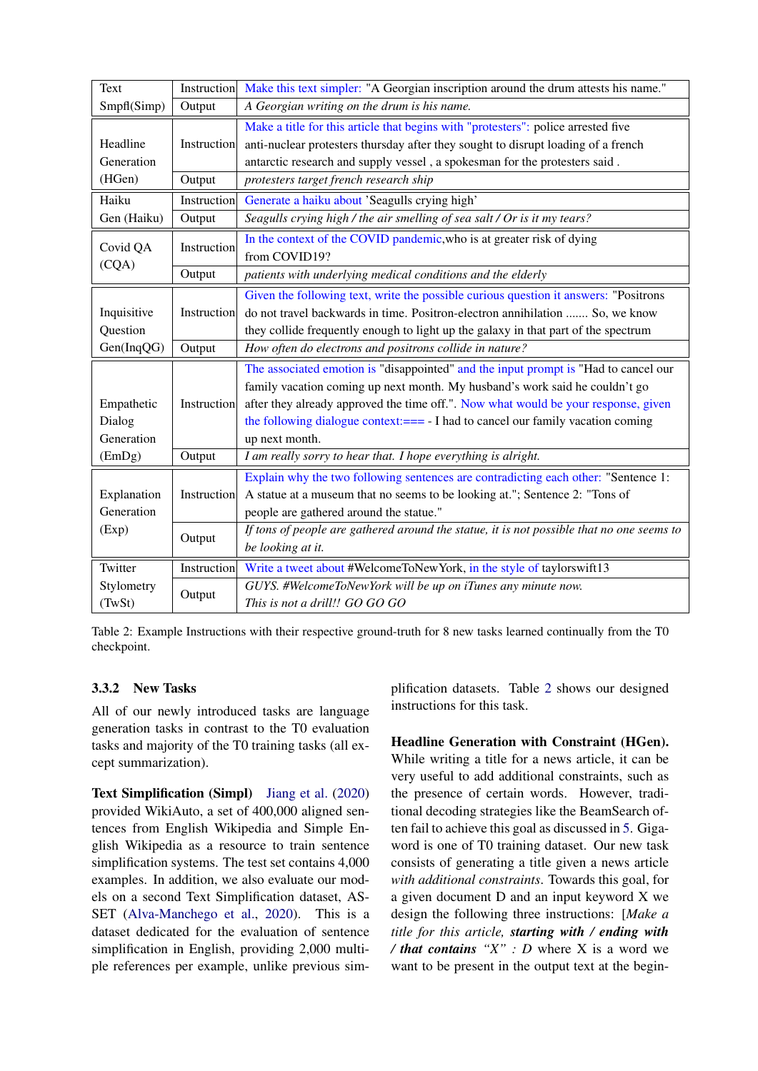| Task | | Example |
|---|---|---|
| Text Smpfl(Simp) | Instruction | Make this text simpler: "A Georgian inscription around the drum attests his name." |
| | Output | *A Georgian writing on the drum is his name.* |
| Headline Generation (HGen) | Instruction | Make a title for this article that begins with "protesters": police arrested five anti-nuclear protesters thursday after they sought to disrupt loading of a french antarctic research and supply vessel , a spokesman for the protesters said . |
| | Output | *protesters target french research ship* |
| Haiku Gen (Haiku) | Instruction | Generate a haiku about 'Seagulls crying high' |
| | Output | *Seagulls crying high / the air smelling of sea salt / Or is it my tears?* |
| Covid QA (CQA) | Instruction | In the context of the COVID pandemic,who is at greater risk of dying from COVID19? |
| | Output | *patients with underlying medical conditions and the elderly* |
| Inquisitive Question Gen(InqQG) | Instruction | Given the following text, write the possible curious question it answers: "Positrons do not travel backwards in time. Positron-electron annihilation ....... So, we know they collide frequently enough to light up the galaxy in that part of the spectrum |
| | Output | *How often do electrons and positrons collide in nature?* |
| Empathetic Dialog Generation (EmDg) | Instruction | The associated emotion is "disappointed" and the input prompt is "Had to cancel our family vacation coming up next month. My husband's work said he couldn't go after they already approved the time off.". Now what would be your response, given the following dialogue context:=== - I had to cancel our family vacation coming up next month. |
| | Output | *I am really sorry to hear that. I hope everything is alright.* |
| Explanation Generation (Exp) | Instruction | Explain why the two following sentences are contradicting each other: "Sentence 1: A statue at a museum that no seems to be looking at."; Sentence 2: "Tons of people are gathered around the statue." |
| | Output | *If tons of people are gathered around the statue, it is not possible that no one seems to be looking at it.* |
| Twitter Stylometry (TwSt) | Instruction | Write a tweet about #WelcomeToNewYork, in the style of taylorswift13 |
| | Output | *GUYS. #WelcomeToNewYork will be up on iTunes any minute now. This is not a drill!! GO GO GO* |

Table 2: Example Instructions with their respective ground-truth for 8 new tasks learned continually from the T0 checkpoint.

### 3.3.2 New Tasks

All of our newly introduced tasks are language generation tasks in contrast to the T0 evaluation tasks and majority of the T0 training tasks (all except summarization).

**Text Simplification (Simpl)** Jiang et al. (2020) provided WikiAuto, a set of 400,000 aligned sentences from English Wikipedia and Simple English Wikipedia as a resource to train sentence simplification systems. The test set contains 4,000 examples. In addition, we also evaluate our models on a second Text Simplification dataset, ASSET (Alva-Manchego et al., 2020). This is a dataset dedicated for the evaluation of sentence simplification in English, providing 2,000 multiple references per example, unlike previous simplification datasets. Table 2 shows our designed instructions for this task.

**Headline Generation with Constraint (HGen).** While writing a title for a news article, it can be very useful to add additional constraints, such as the presence of certain words. However, traditional decoding strategies like the BeamSearch often fail to achieve this goal as discussed in 5. Gigaword is one of T0 training dataset. Our new task consists of generating a title given a news article *with additional constraints*. Towards this goal, for a given document D and an input keyword X we design the following three instructions: [*Make a title for this article, **starting with / ending with / that contains** "X" : D* where X is a word we want to be present in the output text at the begin-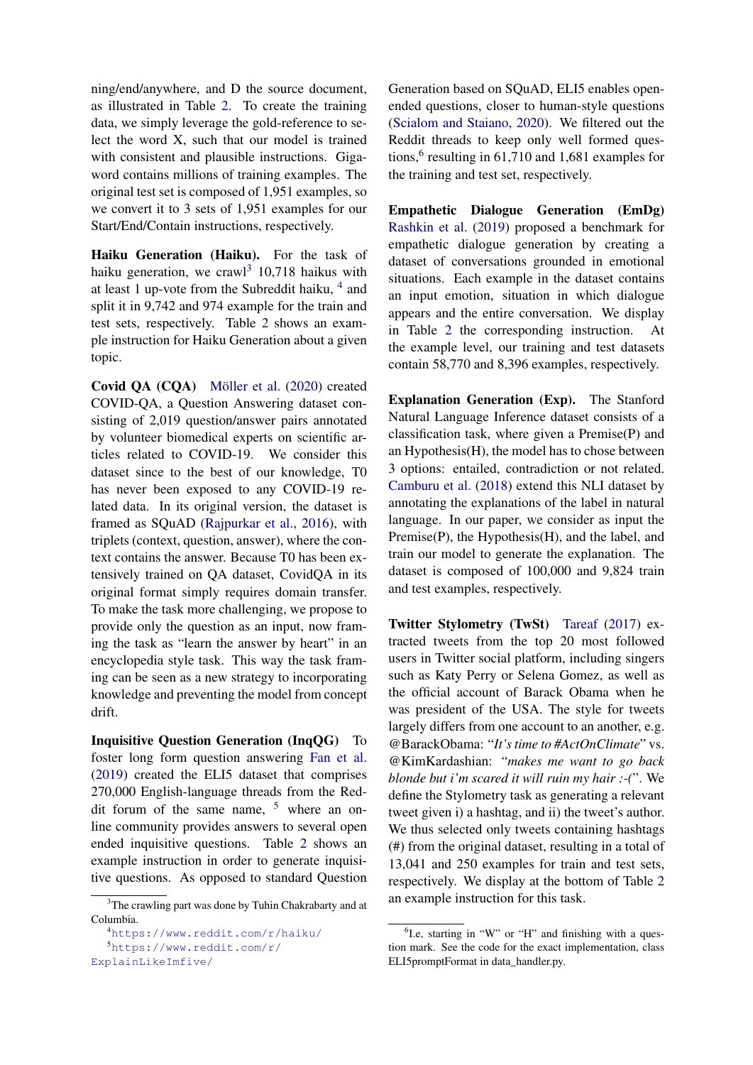ning/end/anywhere, and D the source document, as illustrated in Table 2. To create the training data, we simply leverage the gold-reference to select the word X, such that our model is trained with consistent and plausible instructions. Gigaword contains millions of training examples. The original test set is composed of 1,951 examples, so we convert it to 3 sets of 1,951 examples for our Start/End/Contain instructions, respectively.

**Haiku Generation (Haiku).** For the task of haiku generation, we crawl[3] 10,718 haikus with at least 1 up-vote from the Subreddit haiku, [4] and split it in 9,742 and 974 example for the train and test sets, respectively. Table 2 shows an example instruction for Haiku Generation about a given topic.

**Covid QA (CQA)** Möller et al. (2020) created COVID-QA, a Question Answering dataset consisting of 2,019 question/answer pairs annotated by volunteer biomedical experts on scientific articles related to COVID-19. We consider this dataset since to the best of our knowledge, T0 has never been exposed to any COVID-19 related data. In its original version, the dataset is framed as SQuAD (Rajpurkar et al., 2016), with triplets (context, question, answer), where the context contains the answer. Because T0 has been extensively trained on QA dataset, CovidQA in its original format simply requires domain transfer. To make the task more challenging, we propose to provide only the question as an input, now framing the task as "learn the answer by heart" in an encyclopedia style task. This way the task framing can be seen as a new strategy to incorporating knowledge and preventing the model from concept drift.

**Inquisitive Question Generation (InqQG)** To foster long form question answering Fan et al. (2019) created the ELI5 dataset that comprises 270,000 English-language threads from the Reddit forum of the same name, [5] where an online community provides answers to several open ended inquisitive questions. Table 2 shows an example instruction in order to generate inquisitive questions. As opposed to standard Question Generation based on SQuAD, ELI5 enables open-ended questions, closer to human-style questions (Scialom and Staiano, 2020). We filtered out the Reddit threads to keep only well formed questions,[6] resulting in 61,710 and 1,681 examples for the training and test set, respectively.

**Empathetic Dialogue Generation (EmDg)** Rashkin et al. (2019) proposed a benchmark for empathetic dialogue generation by creating a dataset of conversations grounded in emotional situations. Each example in the dataset contains an input emotion, situation in which dialogue appears and the entire conversation. We display in Table 2 the corresponding instruction. At the example level, our training and test datasets contain 58,770 and 8,396 examples, respectively.

**Explanation Generation (Exp).** The Stanford Natural Language Inference dataset consists of a classification task, where given a Premise(P) and an Hypothesis(H), the model has to chose between 3 options: entailed, contradiction or not related. Camburu et al. (2018) extend this NLI dataset by annotating the explanations of the label in natural language. In our paper, we consider as input the Premise(P), the Hypothesis(H), and the label, and train our model to generate the explanation. The dataset is composed of 100,000 and 9,824 train and test examples, respectively.

**Twitter Stylometry (TwSt)** Tareaf (2017) extracted tweets from the top 20 most followed users in Twitter social platform, including singers such as Katy Perry or Selena Gomez, as well as the official account of Barack Obama when he was president of the USA. The style for tweets largely differs from one account to an another, e.g. @BarackObama: "*It's time to #ActOnClimate*" vs. @KimKardashian: "*makes me want to go back blonde but i'm scared it will ruin my hair :-(*". We define the Stylometry task as generating a relevant tweet given i) a hashtag, and ii) the tweet's author. We thus selected only tweets containing hashtags (#) from the original dataset, resulting in a total of 13,041 and 250 examples for train and test sets, respectively. We display at the bottom of Table 2 an example instruction for this task.

---

[3] The crawling part was done by Tuhin Chakrabarty and at Columbia.

[4] https://www.reddit.com/r/haiku/

[5] https://www.reddit.com/r/ExplainLikeImfive/

[6] I.e, starting in "W" or "H" and finishing with a question mark. See the code for the exact implementation, class ELI5promptFormat in data_handler.py.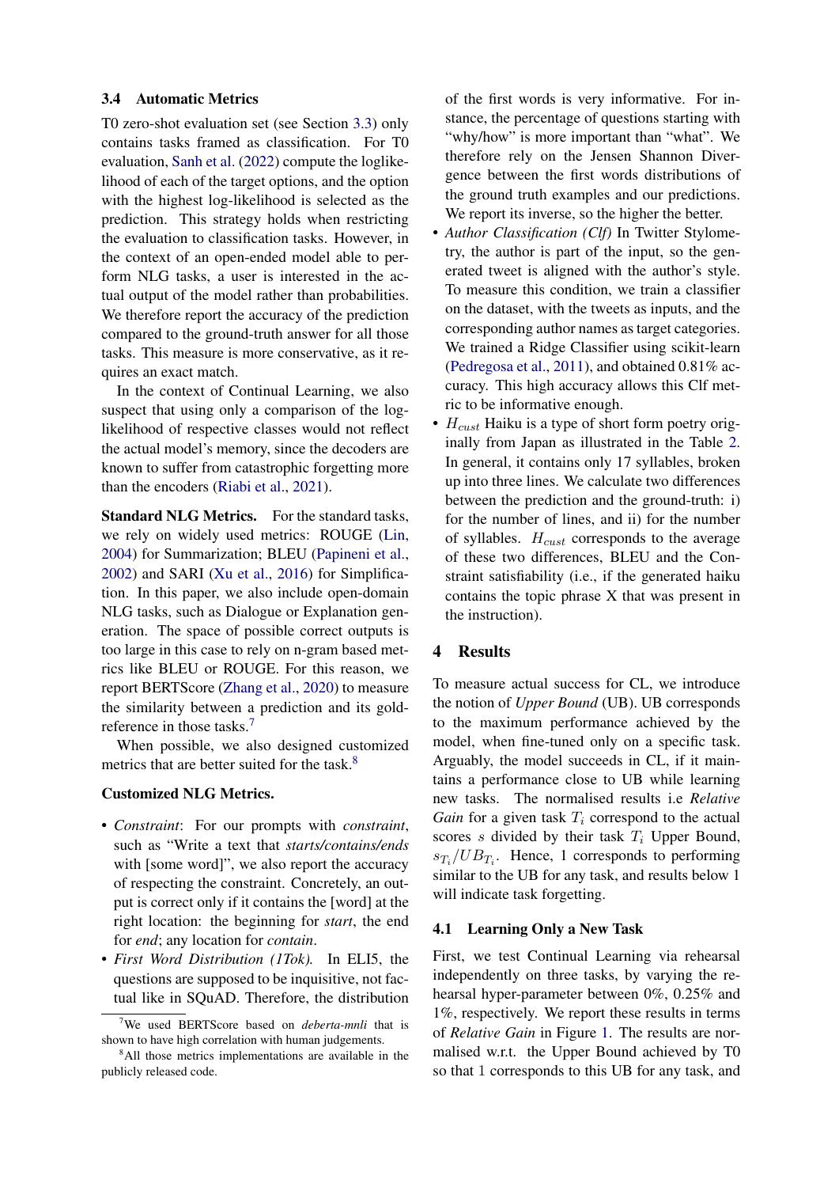### 3.4 Automatic Metrics

T0 zero-shot evaluation set (see Section 3.3) only contains tasks framed as classification. For T0 evaluation, Sanh et al. (2022) compute the loglikelihood of each of the target options, and the option with the highest log-likelihood is selected as the prediction. This strategy holds when restricting the evaluation to classification tasks. However, in the context of an open-ended model able to perform NLG tasks, a user is interested in the actual output of the model rather than probabilities. We therefore report the accuracy of the prediction compared to the ground-truth answer for all those tasks. This measure is more conservative, as it requires an exact match.

In the context of Continual Learning, we also suspect that using only a comparison of the log-likelihood of respective classes would not reflect the actual model's memory, since the decoders are known to suffer from catastrophic forgetting more than the encoders (Riabi et al., 2021).

**Standard NLG Metrics.** For the standard tasks, we rely on widely used metrics: ROUGE (Lin, 2004) for Summarization; BLEU (Papineni et al., 2002) and SARI (Xu et al., 2016) for Simplification. In this paper, we also include open-domain NLG tasks, such as Dialogue or Explanation generation. The space of possible correct outputs is too large in this case to rely on n-gram based metrics like BLEU or ROUGE. For this reason, we report BERTScore (Zhang et al., 2020) to measure the similarity between a prediction and its gold-reference in those tasks.[7]

When possible, we also designed customized metrics that are better suited for the task.[8]

**Customized NLG Metrics.**

- *Constraint*: For our prompts with *constraint*, such as "Write a text that *starts/contains/ends* with [some word]", we also report the accuracy of respecting the constraint. Concretely, an output is correct only if it contains the [word] at the right location: the beginning for *start*, the end for *end*; any location for *contain*.
- *First Word Distribution (1Tok).* In ELI5, the questions are supposed to be inquisitive, not factual like in SQuAD. Therefore, the distribution of the first words is very informative. For instance, the percentage of questions starting with "why/how" is more important than "what". We therefore rely on the Jensen Shannon Divergence between the first words distributions of the ground truth examples and our predictions. We report its inverse, so the higher the better.
- *Author Classification (Clf)* In Twitter Stylometry, the author is part of the input, so the generated tweet is aligned with the author's style. To measure this condition, we train a classifier on the dataset, with the tweets as inputs, and the corresponding author names as target categories. We trained a Ridge Classifier using scikit-learn (Pedregosa et al., 2011), and obtained 0.81% accuracy. This high accuracy allows this Clf metric to be informative enough.
- $H_{cust}$ Haiku is a type of short form poetry originally from Japan as illustrated in the Table 2. In general, it contains only 17 syllables, broken up into three lines. We calculate two differences between the prediction and the ground-truth: i) for the number of lines, and ii) for the number of syllables. $H_{cust}$ corresponds to the average of these two differences, BLEU and the Constraint satisfiability (i.e., if the generated haiku contains the topic phrase X that was present in the instruction).

## 4 Results

To measure actual success for CL, we introduce the notion of *Upper Bound* (UB). UB corresponds to the maximum performance achieved by the model, when fine-tuned only on a specific task. Arguably, the model succeeds in CL, if it maintains a performance close to UB while learning new tasks. The normalised results i.e *Relative Gain* for a given task $T_i$ correspond to the actual scores $s$ divided by their task $T_i$ Upper Bound, $s_{T_i}/UB_{T_i}$. Hence, 1 corresponds to performing similar to the UB for any task, and results below 1 will indicate task forgetting.

### 4.1 Learning Only a New Task

First, we test Continual Learning via rehearsal independently on three tasks, by varying the rehearsal hyper-parameter between 0%, 0.25% and 1%, respectively. We report these results in terms of *Relative Gain* in Figure 1. The results are normalised w.r.t. the Upper Bound achieved by T0 so that 1 corresponds to this UB for any task, and

[7] We used BERTScore based on *deberta-mnli* that is shown to have high correlation with human judgements.

[8] All those metrics implementations are available in the publicly released code.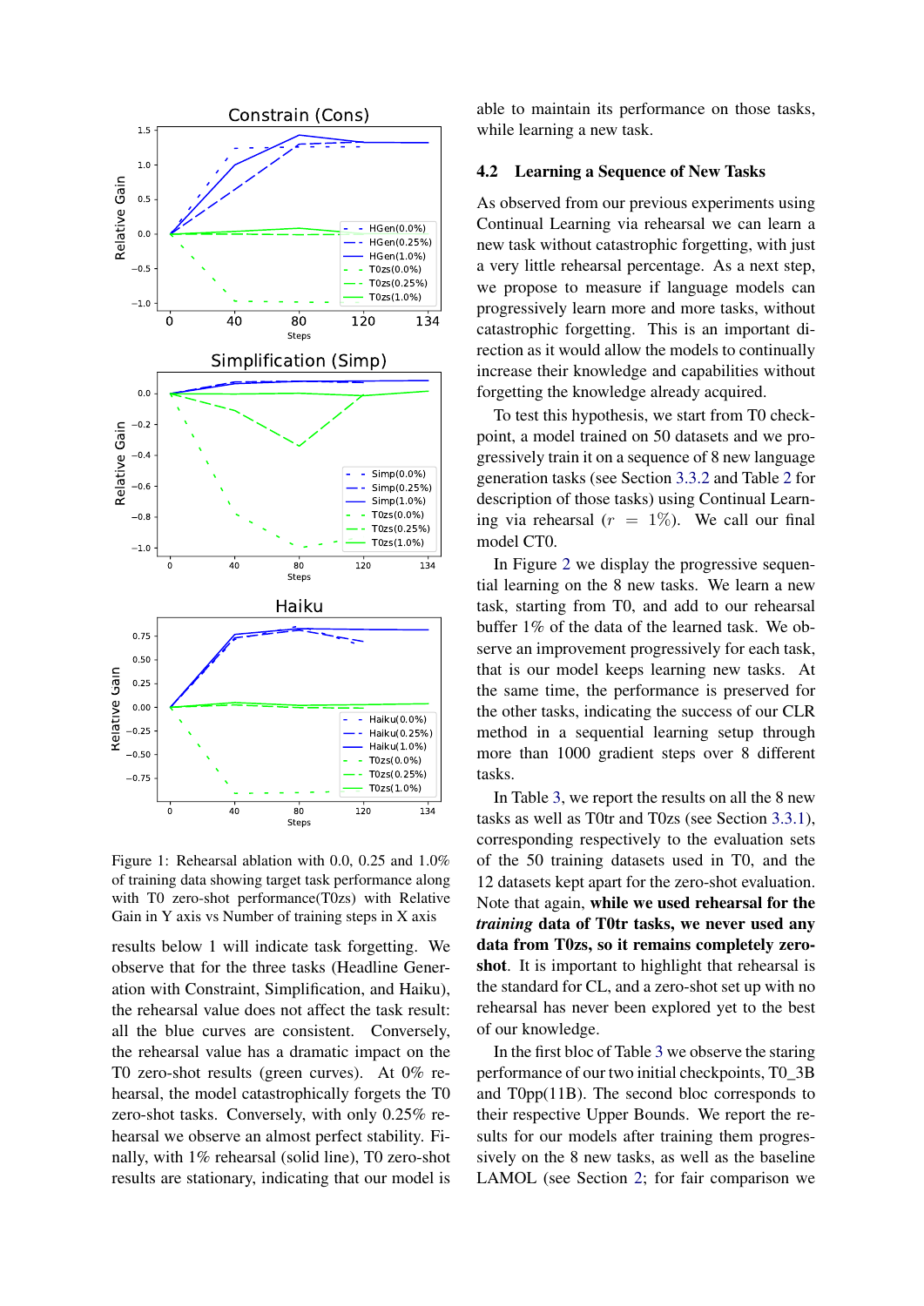Figure 1: Rehearsal ablation with 0.0, 0.25 and 1.0% of training data showing target task performance along with T0 zero-shot performance(T0zs) with Relative Gain in Y axis vs Number of training steps in X axis

results below 1 will indicate task forgetting. We observe that for the three tasks (Headline Generation with Constraint, Simplification, and Haiku), the rehearsal value does not affect the task result: all the blue curves are consistent. Conversely, the rehearsal value has a dramatic impact on the T0 zero-shot results (green curves). At 0% rehearsal, the model catastrophically forgets the T0 zero-shot tasks. Conversely, with only 0.25% rehearsal we observe an almost perfect stability. Finally, with 1% rehearsal (solid line), T0 zero-shot results are stationary, indicating that our model is able to maintain its performance on those tasks, while learning a new task.

### 4.2 Learning a Sequence of New Tasks

As observed from our previous experiments using Continual Learning via rehearsal we can learn a new task without catastrophic forgetting, with just a very little rehearsal percentage. As a next step, we propose to measure if language models can progressively learn more and more tasks, without catastrophic forgetting. This is an important direction as it would allow the models to continually increase their knowledge and capabilities without forgetting the knowledge already acquired.

To test this hypothesis, we start from T0 checkpoint, a model trained on 50 datasets and we progressively train it on a sequence of 8 new language generation tasks (see Section 3.3.2 and Table 2 for description of those tasks) using Continual Learning via rehearsal ($r = 1\%$). We call our final model CT0.

In Figure 2 we display the progressive sequential learning on the 8 new tasks. We learn a new task, starting from T0, and add to our rehearsal buffer 1% of the data of the learned task. We observe an improvement progressively for each task, that is our model keeps learning new tasks. At the same time, the performance is preserved for the other tasks, indicating the success of our CLR method in a sequential learning setup through more than 1000 gradient steps over 8 different tasks.

In Table 3, we report the results on all the 8 new tasks as well as T0tr and T0zs (see Section 3.3.1), corresponding respectively to the evaluation sets of the 50 training datasets used in T0, and the 12 datasets kept apart for the zero-shot evaluation. Note that again, **while we used rehearsal for the *training* data of T0tr tasks, we never used any data from T0zs, so it remains completely zero-shot**. It is important to highlight that rehearsal is the standard for CL, and a zero-shot set up with no rehearsal has never been explored yet to the best of our knowledge.

In the first bloc of Table 3 we observe the staring performance of our two initial checkpoints, T0_3B and T0pp(11B). The second bloc corresponds to their respective Upper Bounds. We report the results for our models after training them progressively on the 8 new tasks, as well as the baseline LAMOL (see Section 2; for fair comparison we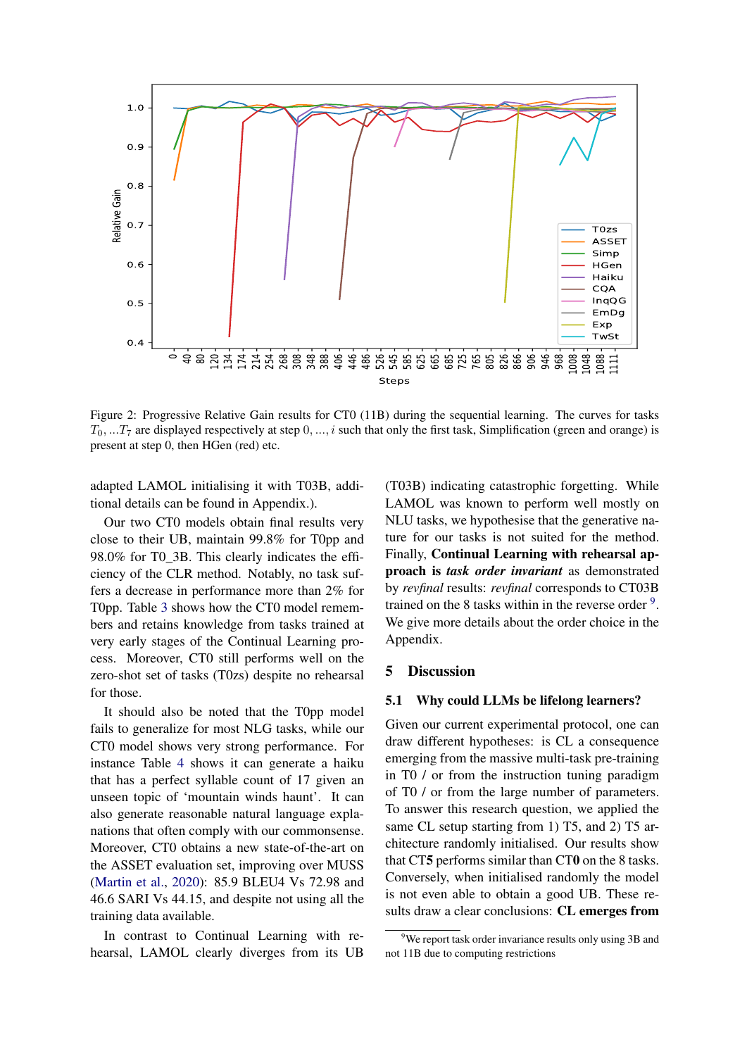Figure 2: Progressive Relative Gain results for CT0 (11B) during the sequential learning. The curves for tasks $T_0, ... T_7$ are displayed respectively at step $0, ..., i$ such that only the first task, Simplification (green and orange) is present at step 0, then HGen (red) etc.

adapted LAMOL initialising it with T03B, additional details can be found in Appendix.).

Our two CT0 models obtain final results very close to their UB, maintain 99.8% for T0pp and 98.0% for T0_3B. This clearly indicates the efficiency of the CLR method. Notably, no task suffers a decrease in performance more than 2% for T0pp. Table 3 shows how the CT0 model remembers and retains knowledge from tasks trained at very early stages of the Continual Learning process. Moreover, CT0 still performs well on the zero-shot set of tasks (T0zs) despite no rehearsal for those.

It should also be noted that the T0pp model fails to generalize for most NLG tasks, while our CT0 model shows very strong performance. For instance Table 4 shows it can generate a haiku that has a perfect syllable count of 17 given an unseen topic of 'mountain winds haunt'. It can also generate reasonable natural language explanations that often comply with our commonsense. Moreover, CT0 obtains a new state-of-the-art on the ASSET evaluation set, improving over MUSS (Martin et al., 2020): 85.9 BLEU4 Vs 72.98 and 46.6 SARI Vs 44.15, and despite not using all the training data available.

In contrast to Continual Learning with rehearsal, LAMOL clearly diverges from its UB (T03B) indicating catastrophic forgetting. While LAMOL was known to perform well mostly on NLU tasks, we hypothesise that the generative nature for our tasks is not suited for the method. Finally, **Continual Learning with rehearsal approach is *task order invariant*** as demonstrated by *revfinal* results: *revfinal* corresponds to CT03B trained on the 8 tasks within in the reverse order [9]. We give more details about the order choice in the Appendix.

## 5 Discussion

### 5.1 Why could LLMs be lifelong learners?

Given our current experimental protocol, one can draw different hypotheses: is CL a consequence emerging from the massive multi-task pre-training in T0 / or from the instruction tuning paradigm of T0 / or from the large number of parameters. To answer this research question, we applied the same CL setup starting from 1) T5, and 2) T5 architecture randomly initialised. Our results show that CT**5** performs similar than CT**0** on the 8 tasks. Conversely, when initialised randomly the model is not even able to obtain a good UB. These results draw a clear conclusions: **CL emerges from**

[9] We report task order invariance results only using 3B and not 11B due to computing restrictions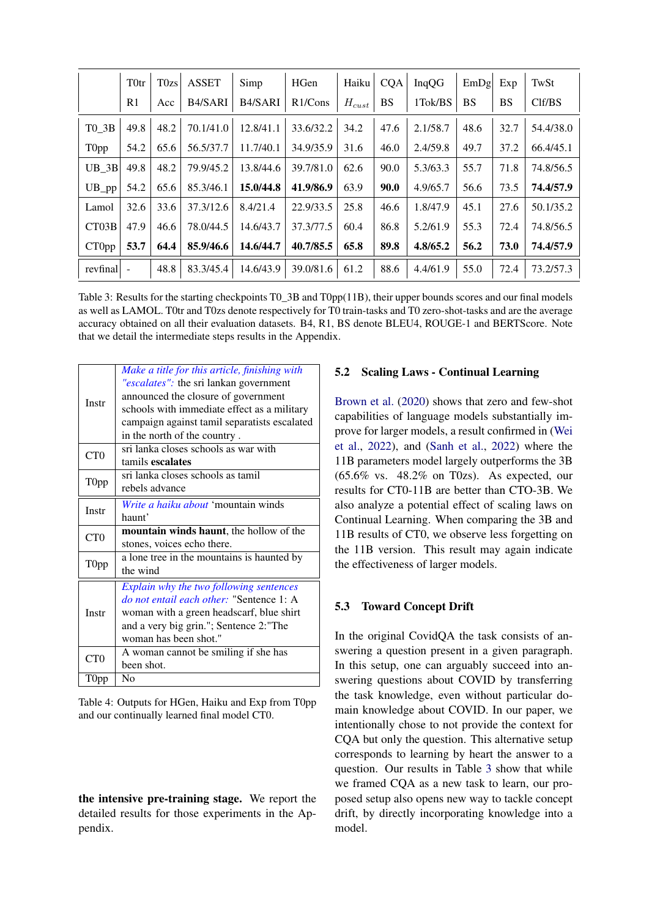| | T0tr | T0zs | ASSET | Simp | HGen | Haiku | CQA | InqQG | EmDg | Exp | TwSt |
|---|---|---|---|---|---|---|---|---|---|---|---|
| | R1 | Acc | B4/SARI | B4/SARI | R1/Cons | $H_{cust}$ | BS | 1Tok/BS | BS | BS | Clf/BS |
| T0_3B | 49.8 | 48.2 | 70.1/41.0 | 12.8/41.1 | 33.6/32.2 | 34.2 | 47.6 | 2.1/58.7 | 48.6 | 32.7 | 54.4/38.0 |
| T0pp | 54.2 | 65.6 | 56.5/37.7 | 11.7/40.1 | 34.9/35.9 | 31.6 | 46.0 | 2.4/59.8 | 49.7 | 37.2 | 66.4/45.1 |
| UB_3B | 49.8 | 48.2 | 79.9/45.2 | 13.8/44.6 | 39.7/81.0 | 62.6 | 90.0 | 5.3/63.3 | 55.7 | 71.8 | 74.8/56.5 |
| UB_pp | 54.2 | 65.6 | 85.3/46.1 | **15.0/44.8** | **41.9/86.9** | 63.9 | **90.0** | 4.9/65.7 | 56.6 | 73.5 | **74.4/57.9** |
| Lamol | 32.6 | 33.6 | 37.3/12.6 | 8.4/21.4 | 22.9/33.5 | 25.8 | 46.6 | 1.8/47.9 | 45.1 | 27.6 | 50.1/35.2 |
| CT03B | 47.9 | 46.6 | 78.0/44.5 | 14.6/43.7 | 37.3/77.5 | 60.4 | 86.8 | 5.2/61.9 | 55.3 | 72.4 | 74.8/56.5 |
| CT0pp | **53.7** | **64.4** | **85.9/46.6** | **14.6/44.7** | **40.7/85.5** | **65.8** | **89.8** | **4.8/65.2** | **56.2** | **73.0** | **74.4/57.9** |
| revfinal | - | 48.8 | 83.3/45.4 | 14.6/43.9 | 39.0/81.6 | 61.2 | 88.6 | 4.4/61.9 | 55.0 | 72.4 | 73.2/57.3 |

Table 3: Results for the starting checkpoints T0_3B and T0pp(11B), their upper bounds scores and our final models as well as LAMOL. T0tr and T0zs denote respectively for T0 train-tasks and T0 zero-shot-tasks and are the average accuracy obtained on all their evaluation datasets. B4, R1, BS denote BLEU4, ROUGE-1 and BERTScore. Note that we detail the intermediate steps results in the Appendix.

| | |
|---|---|
| Instr | *Make a title for this article, finishing with "escalates":* the sri lankan government announced the closure of government schools with immediate effect as a military campaign against tamil separatists escalated in the north of the country . |
| CT0 | sri lanka closes schools as war with tamils **escalates** |
| T0pp | sri lanka closes schools as tamil rebels advance |
| Instr | *Write a haiku about* 'mountain winds haunt' |
| CT0 | **mountain winds haunt**, the hollow of the stones, voices echo there. |
| T0pp | a lone tree in the mountains is haunted by the wind |
| Instr | *Explain why the two following sentences do not entail each other:* "Sentence 1: A woman with a green headscarf, blue shirt and a very big grin."; Sentence 2:"The woman has been shot." |
| CT0 | A woman cannot be smiling if she has been shot. |
| T0pp | No |

Table 4: Outputs for HGen, Haiku and Exp from T0pp and our continually learned final model CT0.

**the intensive pre-training stage.** We report the detailed results for those experiments in the Appendix.

## 5.2 Scaling Laws - Continual Learning

Brown et al. (2020) shows that zero and few-shot capabilities of language models substantially improve for larger models, a result confirmed in (Wei et al., 2022), and (Sanh et al., 2022) where the 11B parameters model largely outperforms the 3B (65.6% vs. 48.2% on T0zs). As expected, our results for CT0-11B are better than CTO-3B. We also analyze a potential effect of scaling laws on Continual Learning. When comparing the 3B and 11B results of CT0, we observe less forgetting on the 11B version. This result may again indicate the effectiveness of larger models.

## 5.3 Toward Concept Drift

In the original CovidQA the task consists of answering a question present in a given paragraph. In this setup, one can arguably succeed into answering questions about COVID by transferring the task knowledge, even without particular domain knowledge about COVID. In our paper, we intentionally chose to not provide the context for CQA but only the question. This alternative setup corresponds to learning by heart the answer to a question. Our results in Table 3 show that while we framed CQA as a new task to learn, our proposed setup also opens new way to tackle concept drift, by directly incorporating knowledge into a model.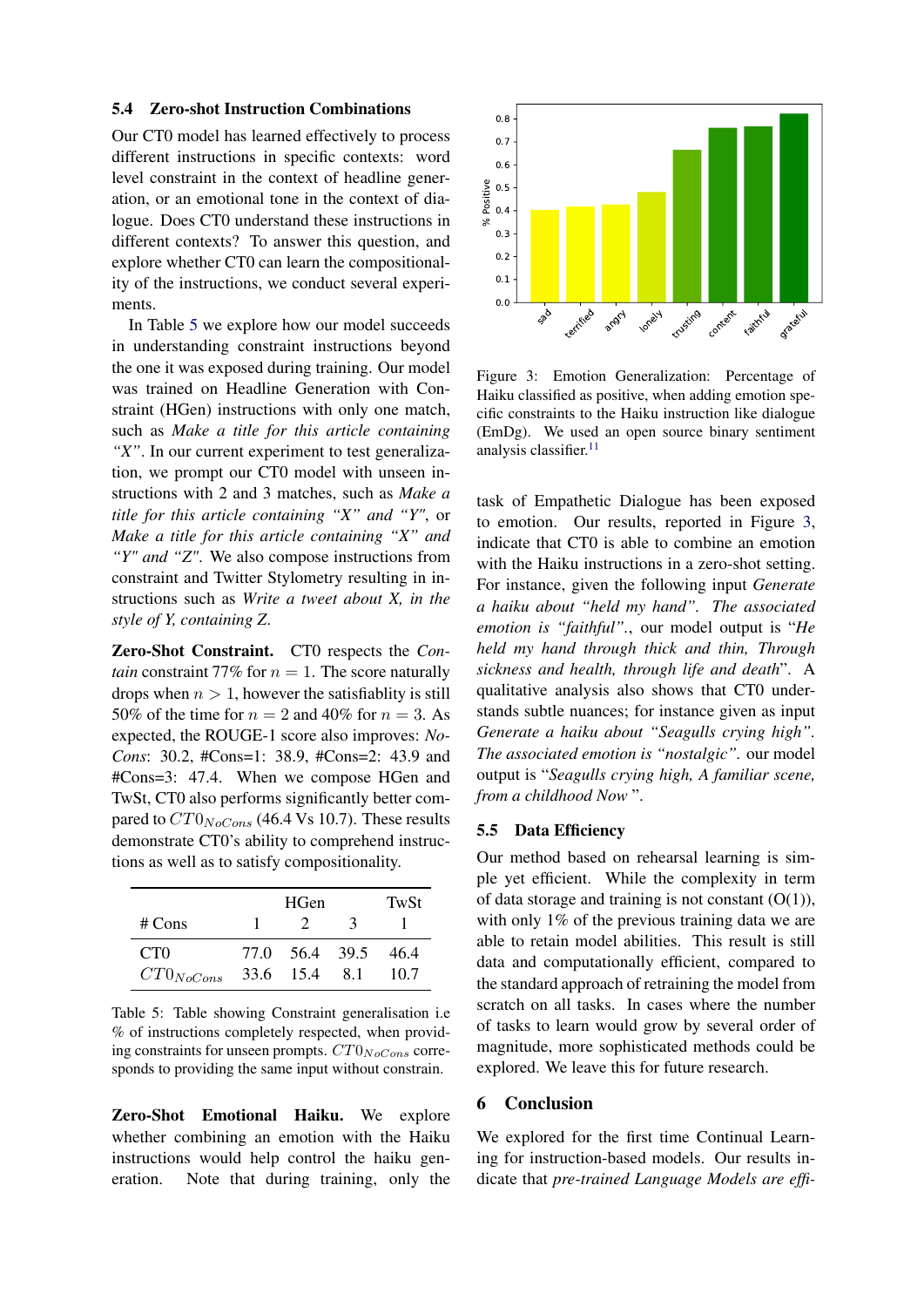### 5.4 Zero-shot Instruction Combinations

Our CT0 model has learned effectively to process different instructions in specific contexts: word level constraint in the context of headline generation, or an emotional tone in the context of dialogue. Does CT0 understand these instructions in different contexts? To answer this question, and explore whether CT0 can learn the compositionality of the instructions, we conduct several experiments.

In Table 5 we explore how our model succeeds in understanding constraint instructions beyond the one it was exposed during training. Our model was trained on Headline Generation with Constraint (HGen) instructions with only one match, such as *Make a title for this article containing "X"*. In our current experiment to test generalization, we prompt our CT0 model with unseen instructions with 2 and 3 matches, such as *Make a title for this article containing "X" and "Y"*, or *Make a title for this article containing "X" and "Y" and "Z"*. We also compose instructions from constraint and Twitter Stylometry resulting in instructions such as *Write a tweet about X, in the style of Y, containing Z.*

**Zero-Shot Constraint.** CT0 respects the *Contain* constraint 77% for $n = 1$. The score naturally drops when $n > 1$, however the satisfiablity is still 50% of the time for $n = 2$ and 40% for $n = 3$. As expected, the ROUGE-1 score also improves: *NoCons*: 30.2, #Cons=1: 38.9, #Cons=2: 43.9 and #Cons=3: 47.4. When we compose HGen and TwSt, CT0 also performs significantly better compared to $CT0_{NoCons}$ (46.4 Vs 10.7). These results demonstrate CT0's ability to comprehend instructions as well as to satisfy compositionality.

| | HGen | | | TwSt |
|---|---|---|---|---|
| # Cons | 1 | 2 | 3 | 1 |
| CT0 | 77.0 | 56.4 | 39.5 | 46.4 |
| $CT0_{NoCons}$ | 33.6 | 15.4 | 8.1 | 10.7 |

Table 5: Table showing Constraint generalisation i.e % of instructions completely respected, when providing constraints for unseen prompts. $CT0_{NoCons}$ corresponds to providing the same input without constrain.

**Zero-Shot Emotional Haiku.** We explore whether combining an emotion with the Haiku instructions would help control the haiku generation. Note that during training, only the task of Empathetic Dialogue has been exposed to emotion. Our results, reported in Figure 3, indicate that CT0 is able to combine an emotion with the Haiku instructions in a zero-shot setting. For instance, given the following input *Generate a haiku about "held my hand". The associated emotion is "faithful".*, our model output is "*He held my hand through thick and thin, Through sickness and health, through life and death*". A qualitative analysis also shows that CT0 understands subtle nuances; for instance given as input *Generate a haiku about "Seagulls crying high". The associated emotion is "nostalgic".* our model output is "*Seagulls crying high, A familiar scene, from a childhood Now* ".

Figure 3: Emotion Generalization: Percentage of Haiku classified as positive, when adding emotion specific constraints to the Haiku instruction like dialogue (EmDg). We used an open source binary sentiment analysis classifier.[11]

### 5.5 Data Efficiency

Our method based on rehearsal learning is simple yet efficient. While the complexity in term of data storage and training is not constant (O(1)), with only 1% of the previous training data we are able to retain model abilities. This result is still data and computationally efficient, compared to the standard approach of retraining the model from scratch on all tasks. In cases where the number of tasks to learn would grow by several order of magnitude, more sophisticated methods could be explored. We leave this for future research.

## 6 Conclusion

We explored for the first time Continual Learning for instruction-based models. Our results indicate that *pre-trained Language Models are effi-*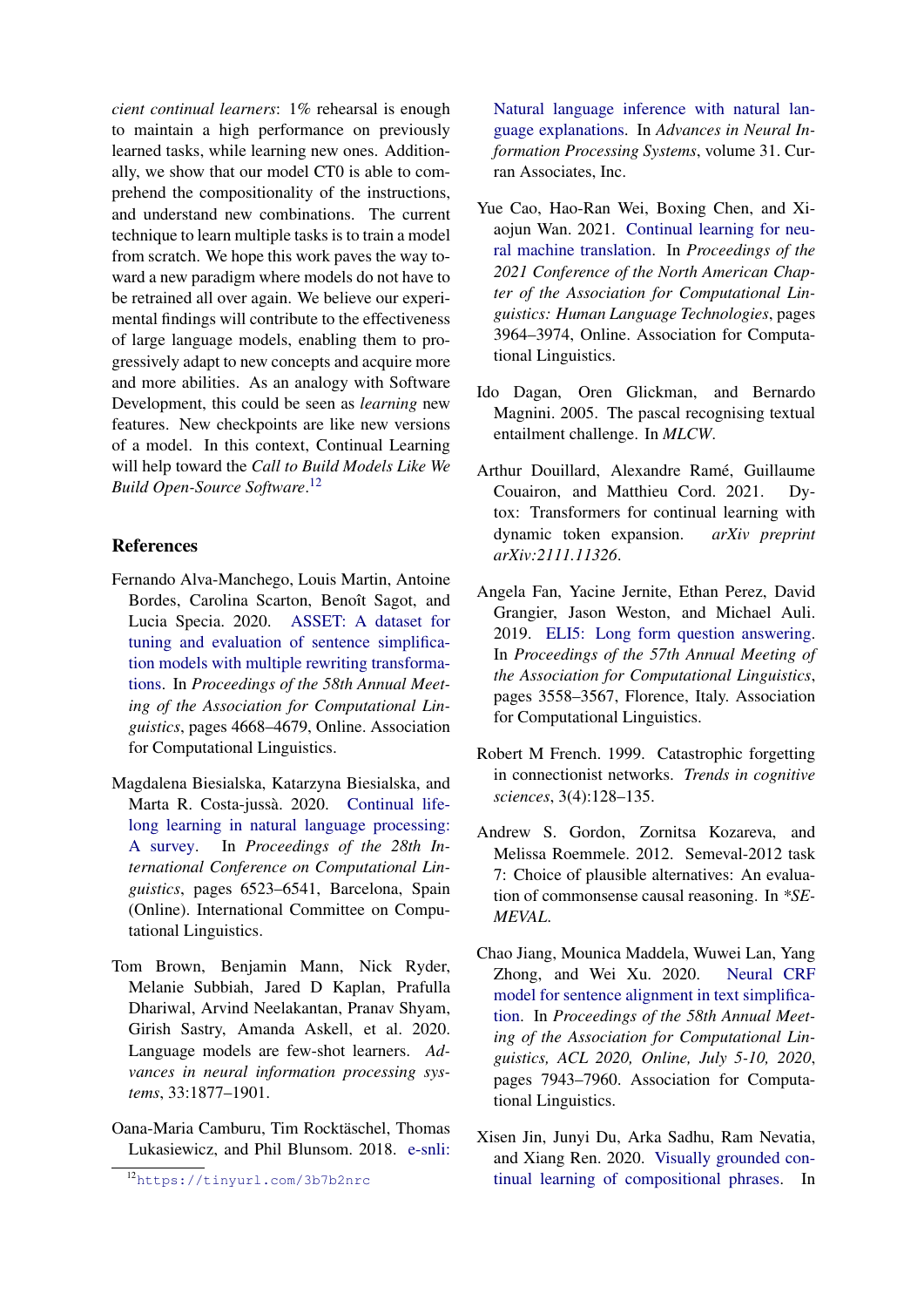*cient continual learners*: 1% rehearsal is enough to maintain a high performance on previously learned tasks, while learning new ones. Additionally, we show that our model CT0 is able to comprehend the compositionality of the instructions, and understand new combinations. The current technique to learn multiple tasks is to train a model from scratch. We hope this work paves the way toward a new paradigm where models do not have to be retrained all over again. We believe our experimental findings will contribute to the effectiveness of large language models, enabling them to progressively adapt to new concepts and acquire more and more abilities. As an analogy with Software Development, this could be seen as *learning* new features. New checkpoints are like new versions of a model. In this context, Continual Learning will help toward the *Call to Build Models Like We Build Open-Source Software*.[12]

[12] https://tinyurl.com/3b7b2nrc

## References

Fernando Alva-Manchego, Louis Martin, Antoine Bordes, Carolina Scarton, Benoît Sagot, and Lucia Specia. 2020. ASSET: A dataset for tuning and evaluation of sentence simplification models with multiple rewriting transformations. In *Proceedings of the 58th Annual Meeting of the Association for Computational Linguistics*, pages 4668–4679, Online. Association for Computational Linguistics.

Magdalena Biesialska, Katarzyna Biesialska, and Marta R. Costa-jussà. 2020. Continual lifelong learning in natural language processing: A survey. In *Proceedings of the 28th International Conference on Computational Linguistics*, pages 6523–6541, Barcelona, Spain (Online). International Committee on Computational Linguistics.

Tom Brown, Benjamin Mann, Nick Ryder, Melanie Subbiah, Jared D Kaplan, Prafulla Dhariwal, Arvind Neelakantan, Pranav Shyam, Girish Sastry, Amanda Askell, et al. 2020. Language models are few-shot learners. *Advances in neural information processing systems*, 33:1877–1901.

Oana-Maria Camburu, Tim Rocktäschel, Thomas Lukasiewicz, and Phil Blunsom. 2018. e-snli: Natural language inference with natural language explanations. In *Advances in Neural Information Processing Systems*, volume 31. Curran Associates, Inc.

Yue Cao, Hao-Ran Wei, Boxing Chen, and Xiaojun Wan. 2021. Continual learning for neural machine translation. In *Proceedings of the 2021 Conference of the North American Chapter of the Association for Computational Linguistics: Human Language Technologies*, pages 3964–3974, Online. Association for Computational Linguistics.

Ido Dagan, Oren Glickman, and Bernardo Magnini. 2005. The pascal recognising textual entailment challenge. In *MLCW*.

Arthur Douillard, Alexandre Ramé, Guillaume Couairon, and Matthieu Cord. 2021. Dytox: Transformers for continual learning with dynamic token expansion. *arXiv preprint arXiv:2111.11326*.

Angela Fan, Yacine Jernite, Ethan Perez, David Grangier, Jason Weston, and Michael Auli. 2019. ELI5: Long form question answering. In *Proceedings of the 57th Annual Meeting of the Association for Computational Linguistics*, pages 3558–3567, Florence, Italy. Association for Computational Linguistics.

Robert M French. 1999. Catastrophic forgetting in connectionist networks. *Trends in cognitive sciences*, 3(4):128–135.

Andrew S. Gordon, Zornitsa Kozareva, and Melissa Roemmele. 2012. Semeval-2012 task 7: Choice of plausible alternatives: An evaluation of commonsense causal reasoning. In *\*SEMEVAL*.

Chao Jiang, Mounica Maddela, Wuwei Lan, Yang Zhong, and Wei Xu. 2020. Neural CRF model for sentence alignment in text simplification. In *Proceedings of the 58th Annual Meeting of the Association for Computational Linguistics, ACL 2020, Online, July 5-10, 2020*, pages 7943–7960. Association for Computational Linguistics.

Xisen Jin, Junyi Du, Arka Sadhu, Ram Nevatia, and Xiang Ren. 2020. Visually grounded continual learning of compositional phrases. In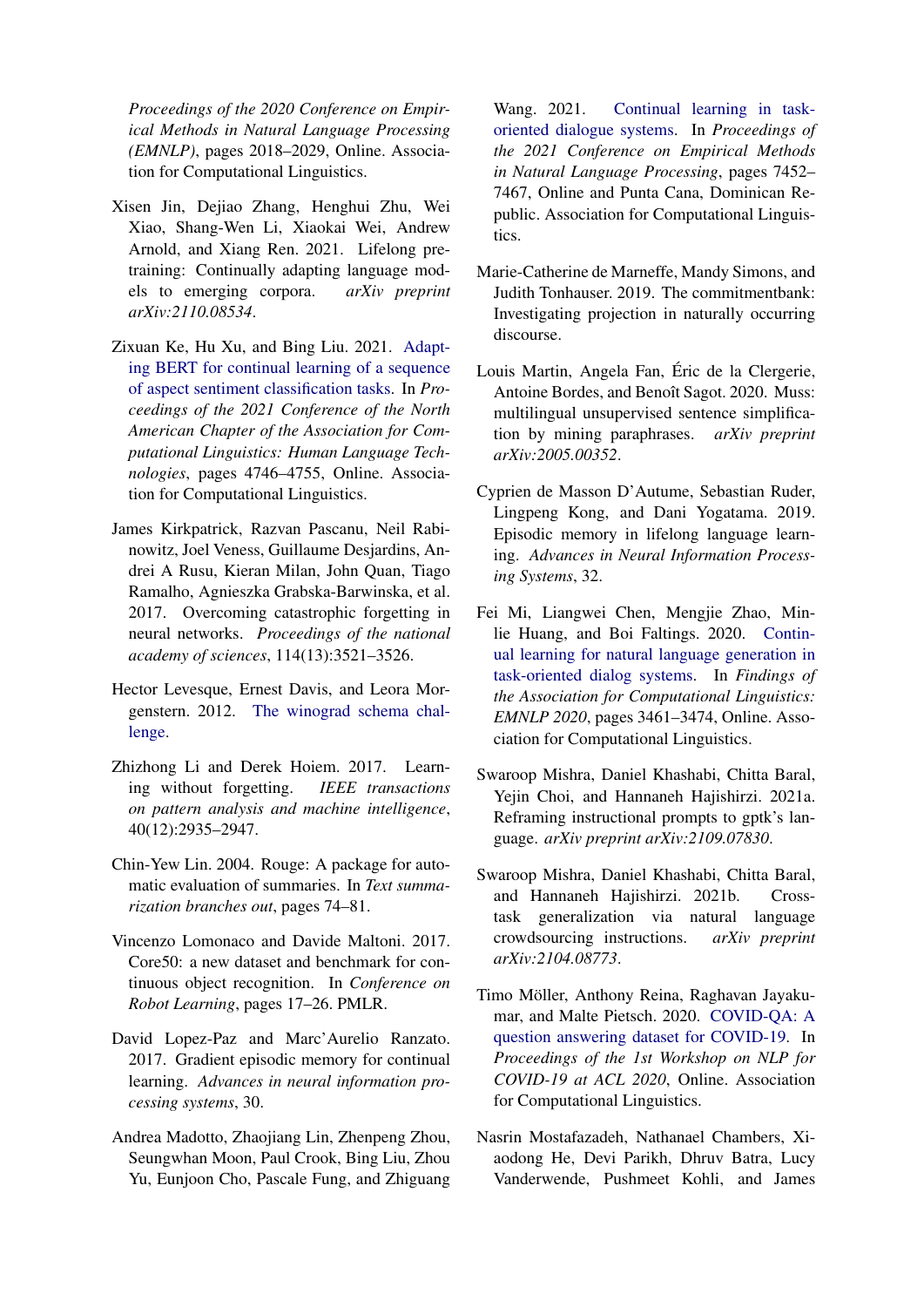*Proceedings of the 2020 Conference on Empirical Methods in Natural Language Processing (EMNLP)*, pages 2018–2029, Online. Association for Computational Linguistics.

Xisen Jin, Dejiao Zhang, Henghui Zhu, Wei Xiao, Shang-Wen Li, Xiaokai Wei, Andrew Arnold, and Xiang Ren. 2021. Lifelong pretraining: Continually adapting language models to emerging corpora. *arXiv preprint arXiv:2110.08534*.

Zixuan Ke, Hu Xu, and Bing Liu. 2021. Adapting BERT for continual learning of a sequence of aspect sentiment classification tasks. In *Proceedings of the 2021 Conference of the North American Chapter of the Association for Computational Linguistics: Human Language Technologies*, pages 4746–4755, Online. Association for Computational Linguistics.

James Kirkpatrick, Razvan Pascanu, Neil Rabinowitz, Joel Veness, Guillaume Desjardins, Andrei A Rusu, Kieran Milan, John Quan, Tiago Ramalho, Agnieszka Grabska-Barwinska, et al. 2017. Overcoming catastrophic forgetting in neural networks. *Proceedings of the national academy of sciences*, 114(13):3521–3526.

Hector Levesque, Ernest Davis, and Leora Morgenstern. 2012. The winograd schema challenge.

Zhizhong Li and Derek Hoiem. 2017. Learning without forgetting. *IEEE transactions on pattern analysis and machine intelligence*, 40(12):2935–2947.

Chin-Yew Lin. 2004. Rouge: A package for automatic evaluation of summaries. In *Text summarization branches out*, pages 74–81.

Vincenzo Lomonaco and Davide Maltoni. 2017. Core50: a new dataset and benchmark for continuous object recognition. In *Conference on Robot Learning*, pages 17–26. PMLR.

David Lopez-Paz and Marc'Aurelio Ranzato. 2017. Gradient episodic memory for continual learning. *Advances in neural information processing systems*, 30.

Andrea Madotto, Zhaojiang Lin, Zhenpeng Zhou, Seungwhan Moon, Paul Crook, Bing Liu, Zhou Yu, Eunjoon Cho, Pascale Fung, and Zhiguang Wang. 2021. Continual learning in task-oriented dialogue systems. In *Proceedings of the 2021 Conference on Empirical Methods in Natural Language Processing*, pages 7452–7467, Online and Punta Cana, Dominican Republic. Association for Computational Linguistics.

Marie-Catherine de Marneffe, Mandy Simons, and Judith Tonhauser. 2019. The commitmentbank: Investigating projection in naturally occurring discourse.

Louis Martin, Angela Fan, Éric de la Clergerie, Antoine Bordes, and Benoît Sagot. 2020. Muss: multilingual unsupervised sentence simplification by mining paraphrases. *arXiv preprint arXiv:2005.00352*.

Cyprien de Masson D'Autume, Sebastian Ruder, Lingpeng Kong, and Dani Yogatama. 2019. Episodic memory in lifelong language learning. *Advances in Neural Information Processing Systems*, 32.

Fei Mi, Liangwei Chen, Mengjie Zhao, Minlie Huang, and Boi Faltings. 2020. Continual learning for natural language generation in task-oriented dialog systems. In *Findings of the Association for Computational Linguistics: EMNLP 2020*, pages 3461–3474, Online. Association for Computational Linguistics.

Swaroop Mishra, Daniel Khashabi, Chitta Baral, Yejin Choi, and Hannaneh Hajishirzi. 2021a. Reframing instructional prompts to gptk's language. *arXiv preprint arXiv:2109.07830*.

Swaroop Mishra, Daniel Khashabi, Chitta Baral, and Hannaneh Hajishirzi. 2021b. Cross-task generalization via natural language crowdsourcing instructions. *arXiv preprint arXiv:2104.08773*.

Timo Möller, Anthony Reina, Raghavan Jayakumar, and Malte Pietsch. 2020. COVID-QA: A question answering dataset for COVID-19. In *Proceedings of the 1st Workshop on NLP for COVID-19 at ACL 2020*, Online. Association for Computational Linguistics.

Nasrin Mostafazadeh, Nathanael Chambers, Xiaodong He, Devi Parikh, Dhruv Batra, Lucy Vanderwende, Pushmeet Kohli, and James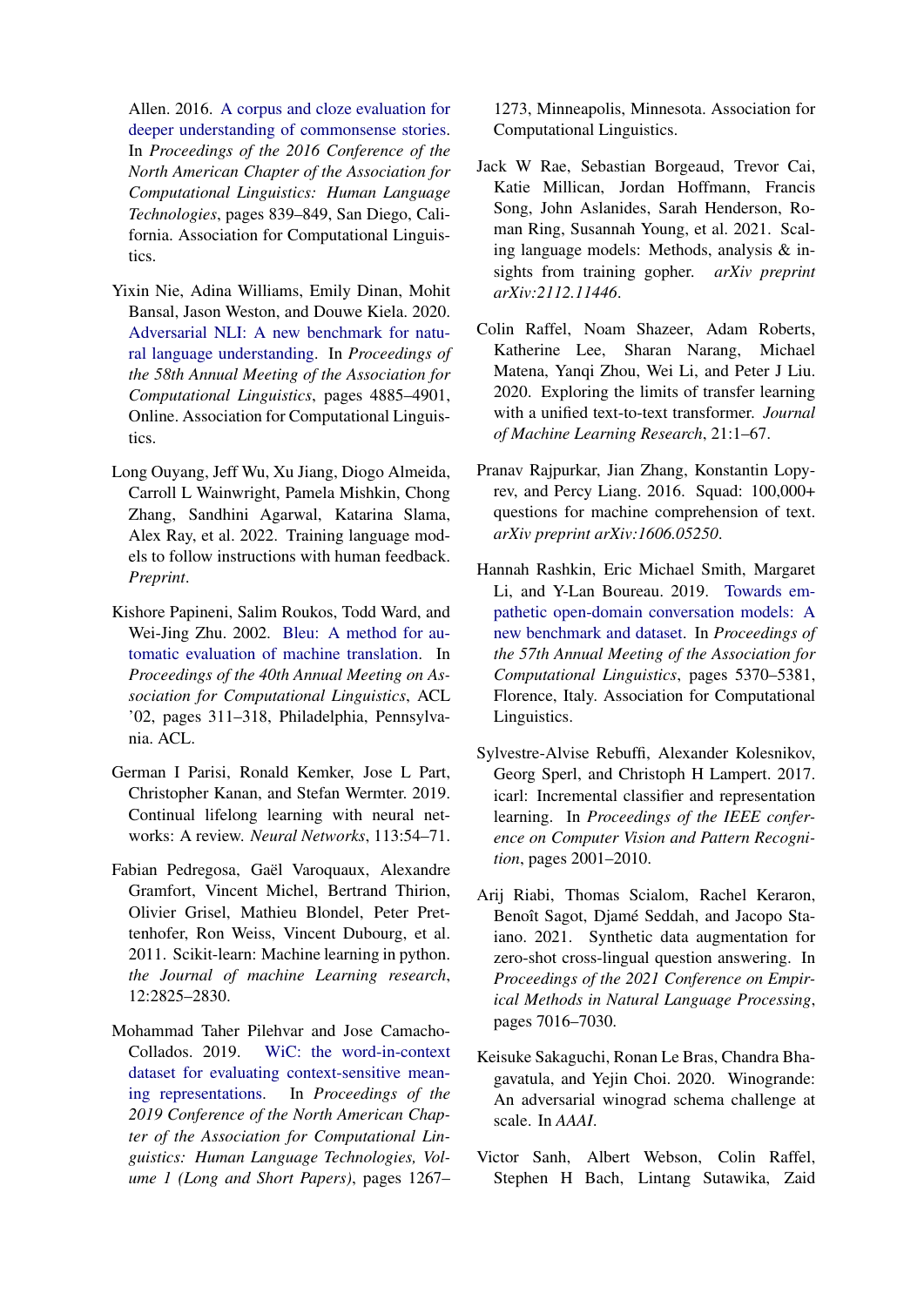Allen. 2016. A corpus and cloze evaluation for deeper understanding of commonsense stories. In *Proceedings of the 2016 Conference of the North American Chapter of the Association for Computational Linguistics: Human Language Technologies*, pages 839–849, San Diego, California. Association for Computational Linguistics.

Yixin Nie, Adina Williams, Emily Dinan, Mohit Bansal, Jason Weston, and Douwe Kiela. 2020. Adversarial NLI: A new benchmark for natural language understanding. In *Proceedings of the 58th Annual Meeting of the Association for Computational Linguistics*, pages 4885–4901, Online. Association for Computational Linguistics.

Long Ouyang, Jeff Wu, Xu Jiang, Diogo Almeida, Carroll L Wainwright, Pamela Mishkin, Chong Zhang, Sandhini Agarwal, Katarina Slama, Alex Ray, et al. 2022. Training language models to follow instructions with human feedback. *Preprint*.

Kishore Papineni, Salim Roukos, Todd Ward, and Wei-Jing Zhu. 2002. Bleu: A method for automatic evaluation of machine translation. In *Proceedings of the 40th Annual Meeting on Association for Computational Linguistics*, ACL '02, pages 311–318, Philadelphia, Pennsylvania. ACL.

German I Parisi, Ronald Kemker, Jose L Part, Christopher Kanan, and Stefan Wermter. 2019. Continual lifelong learning with neural networks: A review. *Neural Networks*, 113:54–71.

Fabian Pedregosa, Gaël Varoquaux, Alexandre Gramfort, Vincent Michel, Bertrand Thirion, Olivier Grisel, Mathieu Blondel, Peter Prettenhofer, Ron Weiss, Vincent Dubourg, et al. 2011. Scikit-learn: Machine learning in python. *the Journal of machine Learning research*, 12:2825–2830.

Mohammad Taher Pilehvar and Jose Camacho-Collados. 2019. WiC: the word-in-context dataset for evaluating context-sensitive meaning representations. In *Proceedings of the 2019 Conference of the North American Chapter of the Association for Computational Linguistics: Human Language Technologies, Volume 1 (Long and Short Papers)*, pages 1267–1273, Minneapolis, Minnesota. Association for Computational Linguistics.

Jack W Rae, Sebastian Borgeaud, Trevor Cai, Katie Millican, Jordan Hoffmann, Francis Song, John Aslanides, Sarah Henderson, Roman Ring, Susannah Young, et al. 2021. Scaling language models: Methods, analysis & insights from training gopher. *arXiv preprint arXiv:2112.11446*.

Colin Raffel, Noam Shazeer, Adam Roberts, Katherine Lee, Sharan Narang, Michael Matena, Yanqi Zhou, Wei Li, and Peter J Liu. 2020. Exploring the limits of transfer learning with a unified text-to-text transformer. *Journal of Machine Learning Research*, 21:1–67.

Pranav Rajpurkar, Jian Zhang, Konstantin Lopyrev, and Percy Liang. 2016. Squad: 100,000+ questions for machine comprehension of text. *arXiv preprint arXiv:1606.05250*.

Hannah Rashkin, Eric Michael Smith, Margaret Li, and Y-Lan Boureau. 2019. Towards empathetic open-domain conversation models: A new benchmark and dataset. In *Proceedings of the 57th Annual Meeting of the Association for Computational Linguistics*, pages 5370–5381, Florence, Italy. Association for Computational Linguistics.

Sylvestre-Alvise Rebuffi, Alexander Kolesnikov, Georg Sperl, and Christoph H Lampert. 2017. icarl: Incremental classifier and representation learning. In *Proceedings of the IEEE conference on Computer Vision and Pattern Recognition*, pages 2001–2010.

Arij Riabi, Thomas Scialom, Rachel Keraron, Benoît Sagot, Djamé Seddah, and Jacopo Staiano. 2021. Synthetic data augmentation for zero-shot cross-lingual question answering. In *Proceedings of the 2021 Conference on Empirical Methods in Natural Language Processing*, pages 7016–7030.

Keisuke Sakaguchi, Ronan Le Bras, Chandra Bhagavatula, and Yejin Choi. 2020. Winogrande: An adversarial winograd schema challenge at scale. In *AAAI*.

Victor Sanh, Albert Webson, Colin Raffel, Stephen H Bach, Lintang Sutawika, Zaid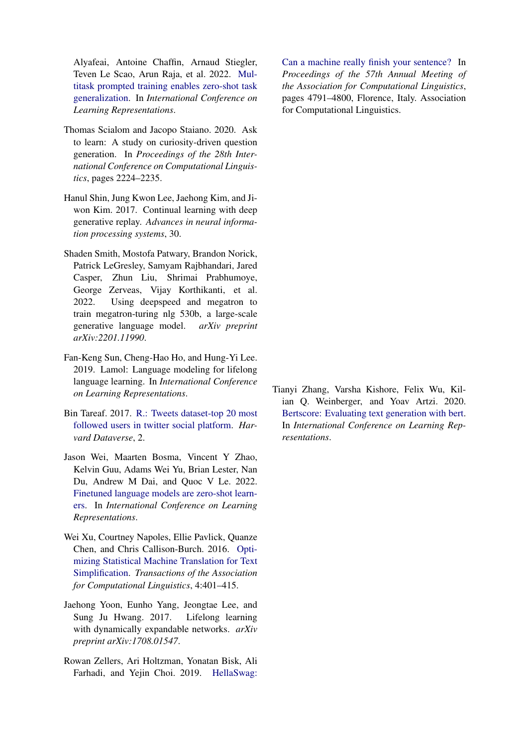Alyafeai, Antoine Chaffin, Arnaud Stiegler, Teven Le Scao, Arun Raja, et al. 2022. Multitask prompted training enables zero-shot task generalization. In *International Conference on Learning Representations*.

Thomas Scialom and Jacopo Staiano. 2020. Ask to learn: A study on curiosity-driven question generation. In *Proceedings of the 28th International Conference on Computational Linguistics*, pages 2224–2235.

Hanul Shin, Jung Kwon Lee, Jaehong Kim, and Jiwon Kim. 2017. Continual learning with deep generative replay. *Advances in neural information processing systems*, 30.

Shaden Smith, Mostofa Patwary, Brandon Norick, Patrick LeGresley, Samyam Rajbhandari, Jared Casper, Zhun Liu, Shrimai Prabhumoye, George Zerveas, Vijay Korthikanti, et al. 2022. Using deepspeed and megatron to train megatron-turing nlg 530b, a large-scale generative language model. *arXiv preprint arXiv:2201.11990*.

Fan-Keng Sun, Cheng-Hao Ho, and Hung-Yi Lee. 2019. Lamol: Language modeling for lifelong language learning. In *International Conference on Learning Representations*.

Bin Tareaf. 2017. R.: Tweets dataset-top 20 most followed users in twitter social platform. *Harvard Dataverse*, 2.

Jason Wei, Maarten Bosma, Vincent Y Zhao, Kelvin Guu, Adams Wei Yu, Brian Lester, Nan Du, Andrew M Dai, and Quoc V Le. 2022. Finetuned language models are zero-shot learners. In *International Conference on Learning Representations*.

Wei Xu, Courtney Napoles, Ellie Pavlick, Quanze Chen, and Chris Callison-Burch. 2016. Optimizing Statistical Machine Translation for Text Simplification. *Transactions of the Association for Computational Linguistics*, 4:401–415.

Jaehong Yoon, Eunho Yang, Jeongtae Lee, and Sung Ju Hwang. 2017. Lifelong learning with dynamically expandable networks. *arXiv preprint arXiv:1708.01547*.

Rowan Zellers, Ari Holtzman, Yonatan Bisk, Ali Farhadi, and Yejin Choi. 2019. HellaSwag: Can a machine really finish your sentence? In *Proceedings of the 57th Annual Meeting of the Association for Computational Linguistics*, pages 4791–4800, Florence, Italy. Association for Computational Linguistics.

Tianyi Zhang, Varsha Kishore, Felix Wu, Kilian Q. Weinberger, and Yoav Artzi. 2020. Bertscore: Evaluating text generation with bert. In *International Conference on Learning Representations*.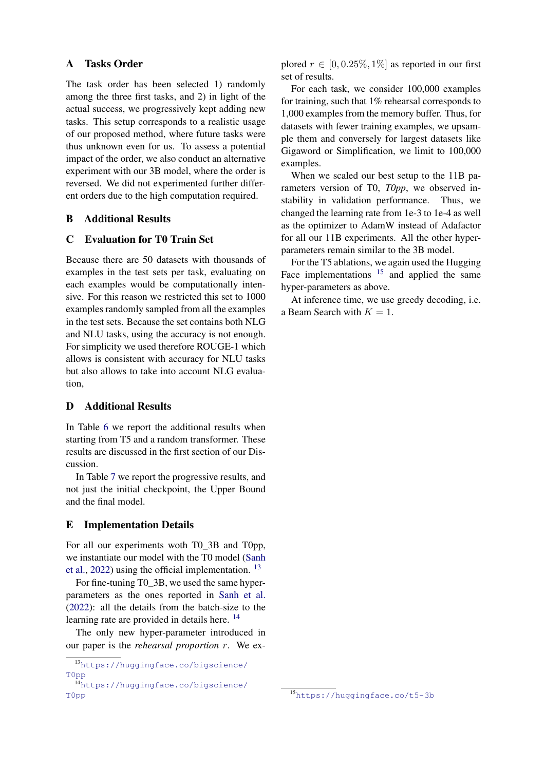# A Tasks Order

The task order has been selected 1) randomly among the three first tasks, and 2) in light of the actual success, we progressively kept adding new tasks. This setup corresponds to a realistic usage of our proposed method, where future tasks were thus unknown even for us. To assess a potential impact of the order, we also conduct an alternative experiment with our 3B model, where the order is reversed. We did not experimented further different orders due to the high computation required.

# B Additional Results

# C Evaluation for T0 Train Set

Because there are 50 datasets with thousands of examples in the test sets per task, evaluating on each examples would be computationally intensive. For this reason we restricted this set to 1000 examples randomly sampled from all the examples in the test sets. Because the set contains both NLG and NLU tasks, using the accuracy is not enough. For simplicity we used therefore ROUGE-1 which allows is consistent with accuracy for NLU tasks but also allows to take into account NLG evaluation,

# D Additional Results

In Table 6 we report the additional results when starting from T5 and a random transformer. These results are discussed in the first section of our Discussion.

In Table 7 we report the progressive results, and not just the initial checkpoint, the Upper Bound and the final model.

# E Implementation Details

For all our experiments woth T0_3B and T0pp, we instantiate our model with the T0 model (Sanh et al., 2022) using the official implementation. [13]

For fine-tuning T0_3B, we used the same hyper-parameters as the ones reported in Sanh et al. (2022): all the details from the batch-size to the learning rate are provided in details here. [14]

The only new hyper-parameter introduced in our paper is the *rehearsal proportion* $r$. We explored $r \in [0, 0.25\%, 1\%]$ as reported in our first set of results.

For each task, we consider 100,000 examples for training, such that 1% rehearsal corresponds to 1,000 examples from the memory buffer. Thus, for datasets with fewer training examples, we upsample them and conversely for largest datasets like Gigaword or Simplification, we limit to 100,000 examples.

When we scaled our best setup to the 11B parameters version of T0, *T0pp*, we observed instability in validation performance. Thus, we changed the learning rate from 1e-3 to 1e-4 as well as the optimizer to AdamW instead of Adafactor for all our 11B experiments. All the other hyper-parameters remain similar to the 3B model.

For the T5 ablations, we again used the Hugging Face implementations [15] and applied the same hyper-parameters as above.

At inference time, we use greedy decoding, i.e. a Beam Search with $K = 1$.

[13] https://huggingface.co/bigscience/T0pp

[14] https://huggingface.co/bigscience/T0pp

[15] https://huggingface.co/t5-3b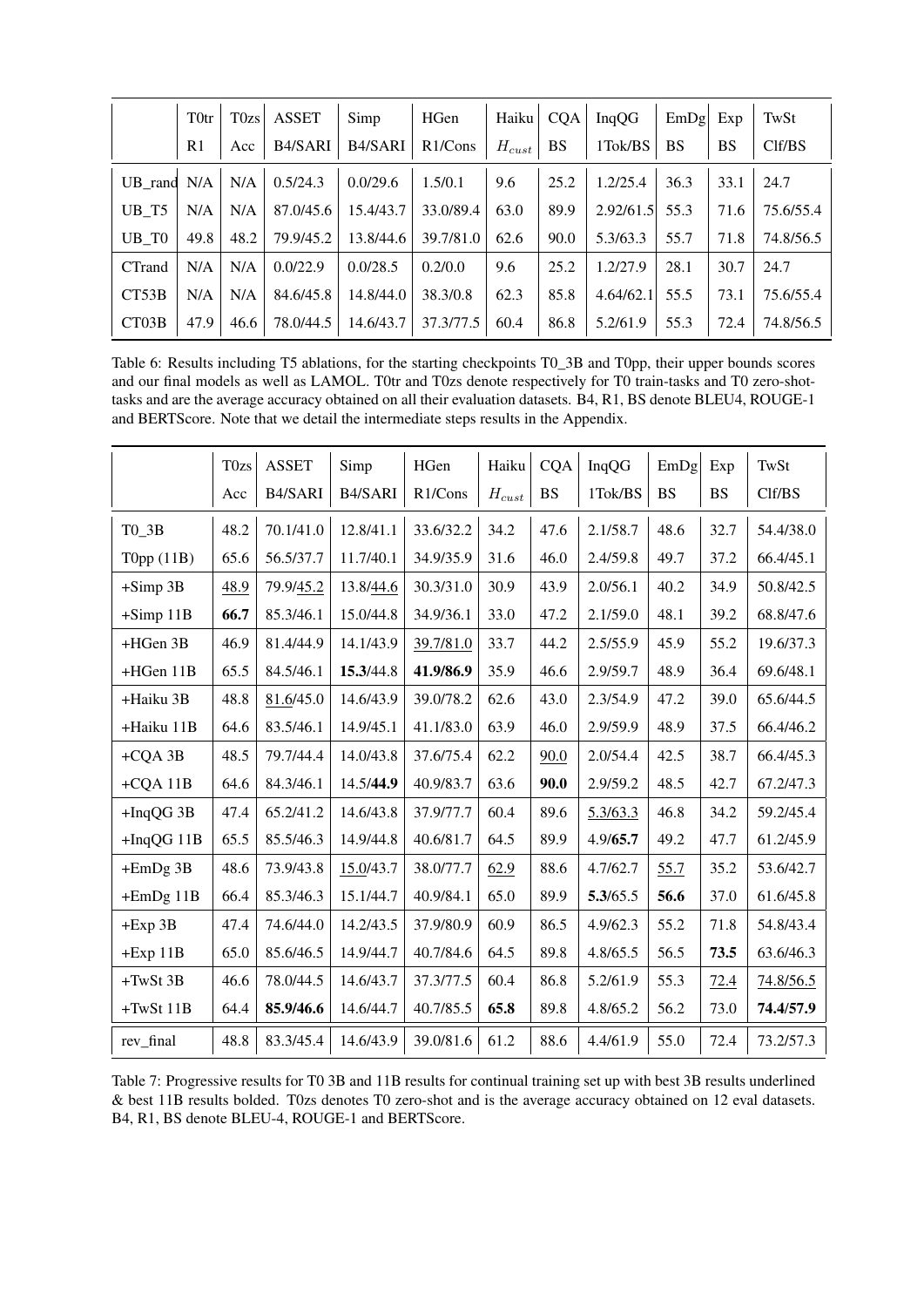| | T0tr | T0zs | ASSET | Simp | HGen | Haiku | CQA | InqQG | EmDg | Exp | TwSt |
|---|---|---|---|---|---|---|---|---|---|---|---|
| | R1 | Acc | B4/SARI | B4/SARI | R1/Cons | $H_{cust}$ | BS | 1Tok/BS | BS | BS | Clf/BS |
| UB_rand | N/A | N/A | 0.5/24.3 | 0.0/29.6 | 1.5/0.1 | 9.6 | 25.2 | 1.2/25.4 | 36.3 | 33.1 | 24.7 |
| UB_T5 | N/A | N/A | 87.0/45.6 | 15.4/43.7 | 33.0/89.4 | 63.0 | 89.9 | 2.92/61.5 | 55.3 | 71.6 | 75.6/55.4 |
| UB_T0 | 49.8 | 48.2 | 79.9/45.2 | 13.8/44.6 | 39.7/81.0 | 62.6 | 90.0 | 5.3/63.3 | 55.7 | 71.8 | 74.8/56.5 |
| CTrand | N/A | N/A | 0.0/22.9 | 0.0/28.5 | 0.2/0.0 | 9.6 | 25.2 | 1.2/27.9 | 28.1 | 30.7 | 24.7 |
| CT53B | N/A | N/A | 84.6/45.8 | 14.8/44.0 | 38.3/0.8 | 62.3 | 85.8 | 4.64/62.1 | 55.5 | 73.1 | 75.6/55.4 |
| CT03B | 47.9 | 46.6 | 78.0/44.5 | 14.6/43.7 | 37.3/77.5 | 60.4 | 86.8 | 5.2/61.9 | 55.3 | 72.4 | 74.8/56.5 |

Table 6: Results including T5 ablations, for the starting checkpoints T0_3B and T0pp, their upper bounds scores and our final models as well as LAMOL. T0tr and T0zs denote respectively for T0 train-tasks and T0 zero-shot-tasks and are the average accuracy obtained on all their evaluation datasets. B4, R1, BS denote BLEU4, ROUGE-1 and BERTScore. Note that we detail the intermediate steps results in the Appendix.

| | T0zs | ASSET | Simp | HGen | Haiku | CQA | InqQG | EmDg | Exp | TwSt |
|---|---|---|---|---|---|---|---|---|---|---|
| | Acc | B4/SARI | B4/SARI | R1/Cons | $H_{cust}$ | BS | 1Tok/BS | BS | BS | Clf/BS |
| T0_3B | 48.2 | 70.1/41.0 | 12.8/41.1 | 33.6/32.2 | 34.2 | 47.6 | 2.1/58.7 | 48.6 | 32.7 | 54.4/38.0 |
| T0pp (11B) | 65.6 | 56.5/37.7 | 11.7/40.1 | 34.9/35.9 | 31.6 | 46.0 | 2.4/59.8 | 49.7 | 37.2 | 66.4/45.1 |
| +Simp 3B | 48.9 | 79.9/45.2 | 13.8/44.6 | 30.3/31.0 | 30.9 | 43.9 | 2.0/56.1 | 40.2 | 34.9 | 50.8/42.5 |
| +Simp 11B | **66.7** | 85.3/46.1 | 15.0/44.8 | 34.9/36.1 | 33.0 | 47.2 | 2.1/59.0 | 48.1 | 39.2 | 68.8/47.6 |
| +HGen 3B | 46.9 | 81.4/44.9 | 14.1/43.9 | 39.7/81.0 | 33.7 | 44.2 | 2.5/55.9 | 45.9 | 55.2 | 19.6/37.3 |
| +HGen 11B | 65.5 | 84.5/46.1 | **15.3**/44.8 | **41.9/86.9** | 35.9 | 46.6 | 2.9/59.7 | 48.9 | 36.4 | 69.6/48.1 |
| +Haiku 3B | 48.8 | 81.6/45.0 | 14.6/43.9 | 39.0/78.2 | 62.6 | 43.0 | 2.3/54.9 | 47.2 | 39.0 | 65.6/44.5 |
| +Haiku 11B | 64.6 | 83.5/46.1 | 14.9/45.1 | 41.1/83.0 | 63.9 | 46.0 | 2.9/59.9 | 48.9 | 37.5 | 66.4/46.2 |
| +CQA 3B | 48.5 | 79.7/44.4 | 14.0/43.8 | 37.6/75.4 | 62.2 | 90.0 | 2.0/54.4 | 42.5 | 38.7 | 66.4/45.3 |
| +CQA 11B | 64.6 | 84.3/46.1 | 14.5/**44.9** | 40.9/83.7 | 63.6 | **90.0** | 2.9/59.2 | 48.5 | 42.7 | 67.2/47.3 |
| +InqQG 3B | 47.4 | 65.2/41.2 | 14.6/43.8 | 37.9/77.7 | 60.4 | 89.6 | 5.3/63.3 | 46.8 | 34.2 | 59.2/45.4 |
| +InqQG 11B | 65.5 | 85.5/46.3 | 14.9/44.8 | 40.6/81.7 | 64.5 | 89.9 | 4.9/**65.7** | 49.2 | 47.7 | 61.2/45.9 |
| +EmDg 3B | 48.6 | 73.9/43.8 | 15.0/43.7 | 38.0/77.7 | 62.9 | 88.6 | 4.7/62.7 | 55.7 | 35.2 | 53.6/42.7 |
| +EmDg 11B | 66.4 | 85.3/46.3 | 15.1/44.7 | 40.9/84.1 | 65.0 | 89.9 | **5.3**/65.5 | **56.6** | 37.0 | 61.6/45.8 |
| +Exp 3B | 47.4 | 74.6/44.0 | 14.2/43.5 | 37.9/80.9 | 60.9 | 86.5 | 4.9/62.3 | 55.2 | 71.8 | 54.8/43.4 |
| +Exp 11B | 65.0 | 85.6/46.5 | 14.9/44.7 | 40.7/84.6 | 64.5 | 89.8 | 4.8/65.5 | 56.5 | **73.5** | 63.6/46.3 |
| +TwSt 3B | 46.6 | 78.0/44.5 | 14.6/43.7 | 37.3/77.5 | 60.4 | 86.8 | 5.2/61.9 | 55.3 | 72.4 | 74.8/56.5 |
| +TwSt 11B | 64.4 | **85.9/46.6** | 14.6/44.7 | 40.7/85.5 | **65.8** | 89.8 | 4.8/65.2 | 56.2 | 73.0 | **74.4/57.9** |
| rev_final | 48.8 | 83.3/45.4 | 14.6/43.9 | 39.0/81.6 | 61.2 | 88.6 | 4.4/61.9 | 55.0 | 72.4 | 73.2/57.3 |

Table 7: Progressive results for T0 3B and 11B results for continual training set up with best 3B results underlined & best 11B results bolded. T0zs denotes T0 zero-shot and is the average accuracy obtained on 12 eval datasets. B4, R1, BS denote BLEU-4, ROUGE-1 and BERTScore.